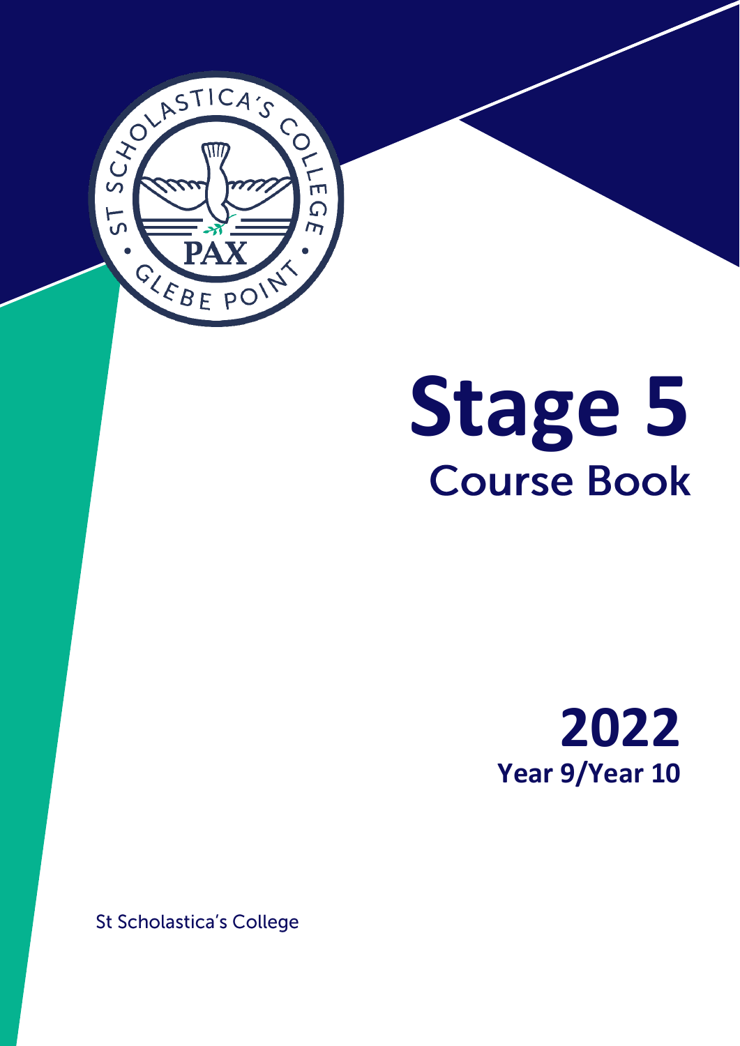# Stage 5

## Course Book

# 2022

**Year 9/Year 10**

St Scholastica's College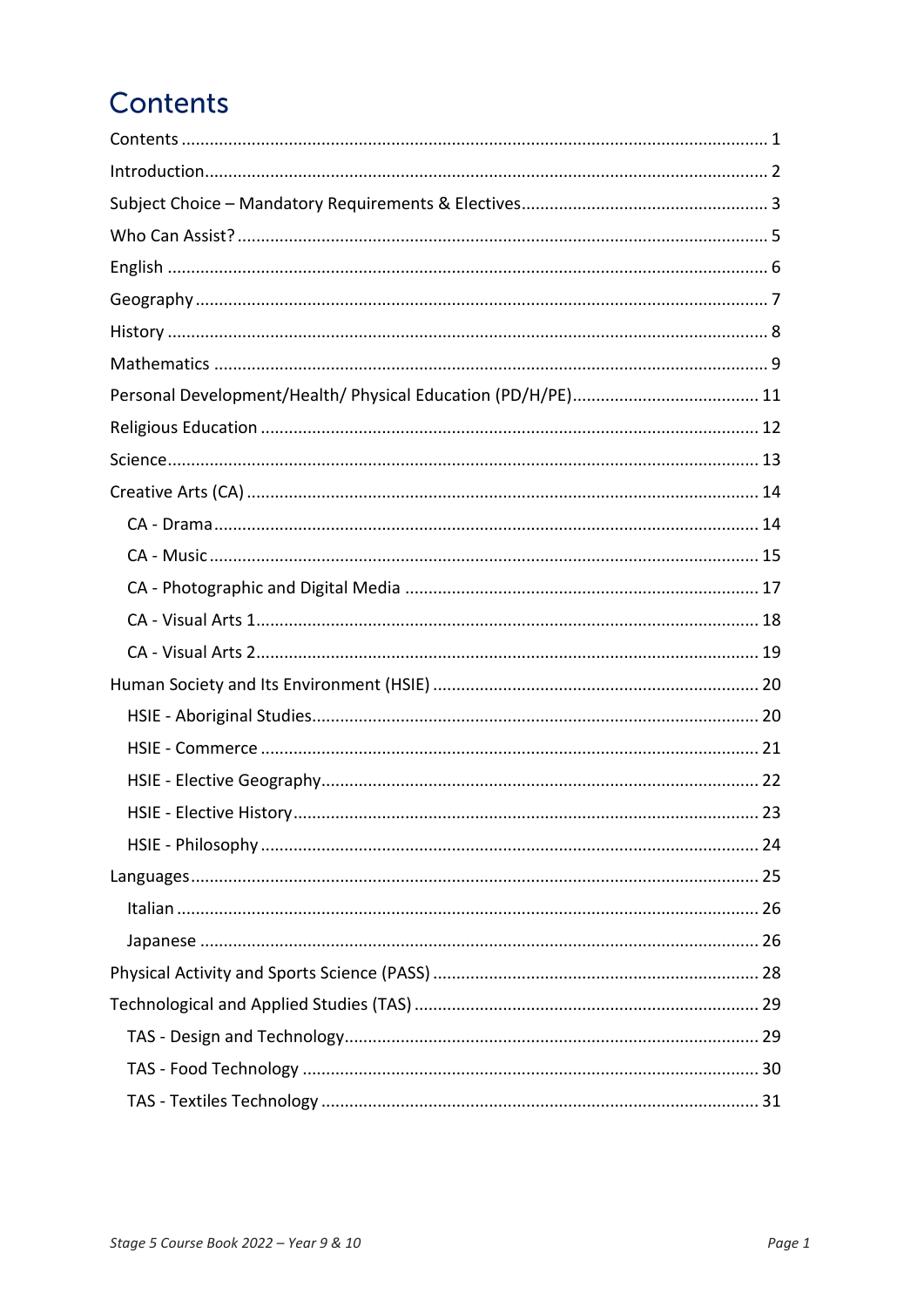# Contents

- Contents ... 1
- Introduction ... 2
- Subject Choice – Mandatory Requirements & Electives ... 3
- Who Can Assist? ... 5
- English ... 6
- Geography ... 7
- History ... 8
- Mathematics ... 9
- Personal Development/Health/ Physical Education (PD/H/PE) ... 11
- Religious Education ... 12
- Science ... 13
- Creative Arts (CA) ... 14
  - CA - Drama ... 14
  - CA - Music ... 15
  - CA - Photographic and Digital Media ... 17
  - CA - Visual Arts 1 ... 18
  - CA - Visual Arts 2 ... 19
- Human Society and Its Environment (HSIE) ... 20
  - HSIE - Aboriginal Studies ... 20
  - HSIE - Commerce ... 21
  - HSIE - Elective Geography ... 22
  - HSIE - Elective History ... 23
  - HSIE - Philosophy ... 24
- Languages ... 25
  - Italian ... 26
  - Japanese ... 26
- Physical Activity and Sports Science (PASS) ... 28
- Technological and Applied Studies (TAS) ... 29
  - TAS - Design and Technology ... 29
  - TAS - Food Technology ... 30
  - TAS - Textiles Technology ... 31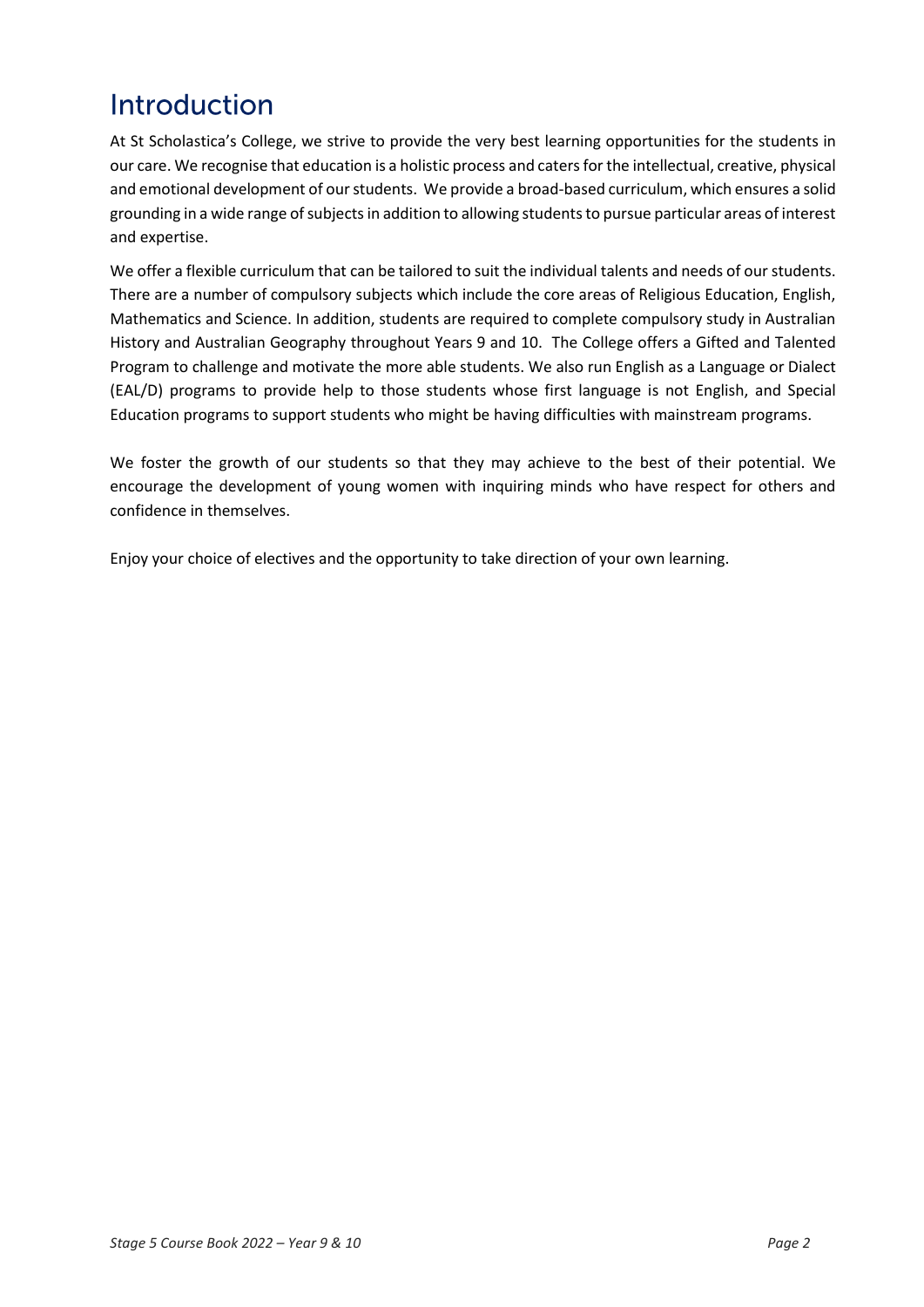# Introduction

At St Scholastica's College, we strive to provide the very best learning opportunities for the students in our care. We recognise that education is a holistic process and caters for the intellectual, creative, physical and emotional development of our students. We provide a broad-based curriculum, which ensures a solid grounding in a wide range of subjects in addition to allowing students to pursue particular areas of interest and expertise.

We offer a flexible curriculum that can be tailored to suit the individual talents and needs of our students. There are a number of compulsory subjects which include the core areas of Religious Education, English, Mathematics and Science. In addition, students are required to complete compulsory study in Australian History and Australian Geography throughout Years 9 and 10. The College offers a Gifted and Talented Program to challenge and motivate the more able students. We also run English as a Language or Dialect (EAL/D) programs to provide help to those students whose first language is not English, and Special Education programs to support students who might be having difficulties with mainstream programs.

We foster the growth of our students so that they may achieve to the best of their potential. We encourage the development of young women with inquiring minds who have respect for others and confidence in themselves.

Enjoy your choice of electives and the opportunity to take direction of your own learning.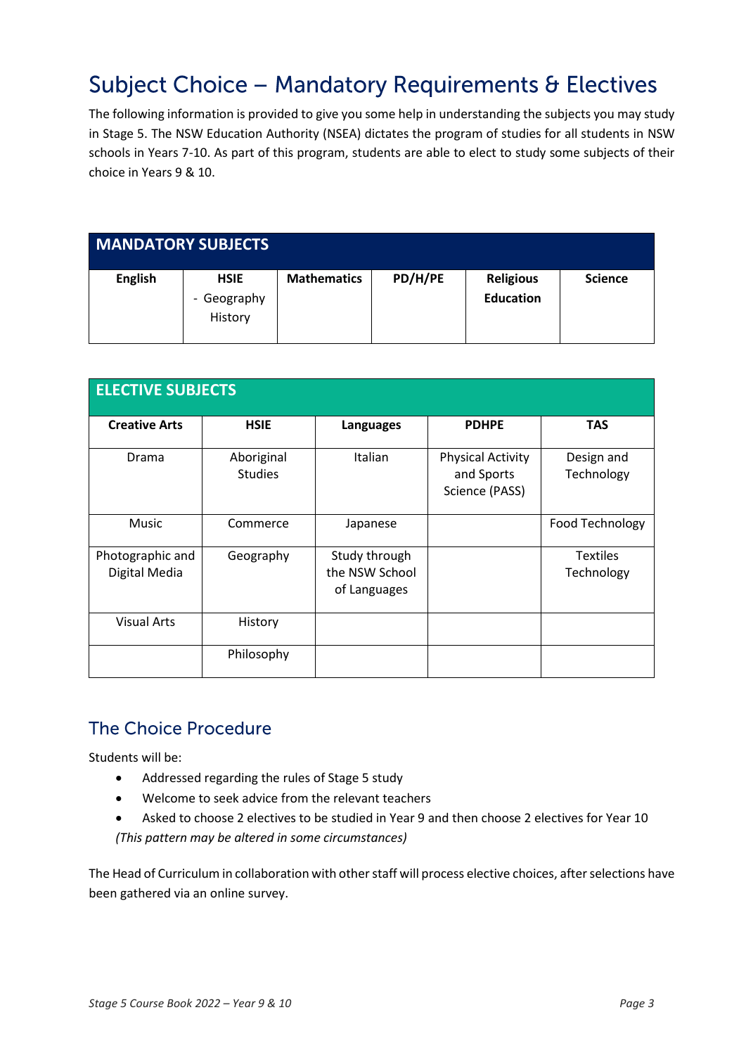# Subject Choice – Mandatory Requirements & Electives

The following information is provided to give you some help in understanding the subjects you may study in Stage 5. The NSW Education Authority (NSEA) dictates the program of studies for all students in NSW schools in Years 7-10. As part of this program, students are able to elect to study some subjects of their choice in Years 9 & 10.

| MANDATORY SUBJECTS | | | | | |
|---|---|---|---|---|---|
| **English** | **HSIE**<br>- Geography<br>History | **Mathematics** | **PD/H/PE** | **Religious Education** | **Science** |

| ELECTIVE SUBJECTS | | | | |
|---|---|---|---|---|
| **Creative Arts** | **HSIE** | **Languages** | **PDHPE** | **TAS** |
| Drama | Aboriginal Studies | Italian | Physical Activity and Sports Science (PASS) | Design and Technology |
| Music | Commerce | Japanese | | Food Technology |
| Photographic and Digital Media | Geography | Study through the NSW School of Languages | | Textiles Technology |
| Visual Arts | History | | | |
| | Philosophy | | | |

## The Choice Procedure

Students will be:

- Addressed regarding the rules of Stage 5 study
- Welcome to seek advice from the relevant teachers
- Asked to choose 2 electives to be studied in Year 9 and then choose 2 electives for Year 10

*(This pattern may be altered in some circumstances)*

The Head of Curriculum in collaboration with other staff will process elective choices, after selections have been gathered via an online survey.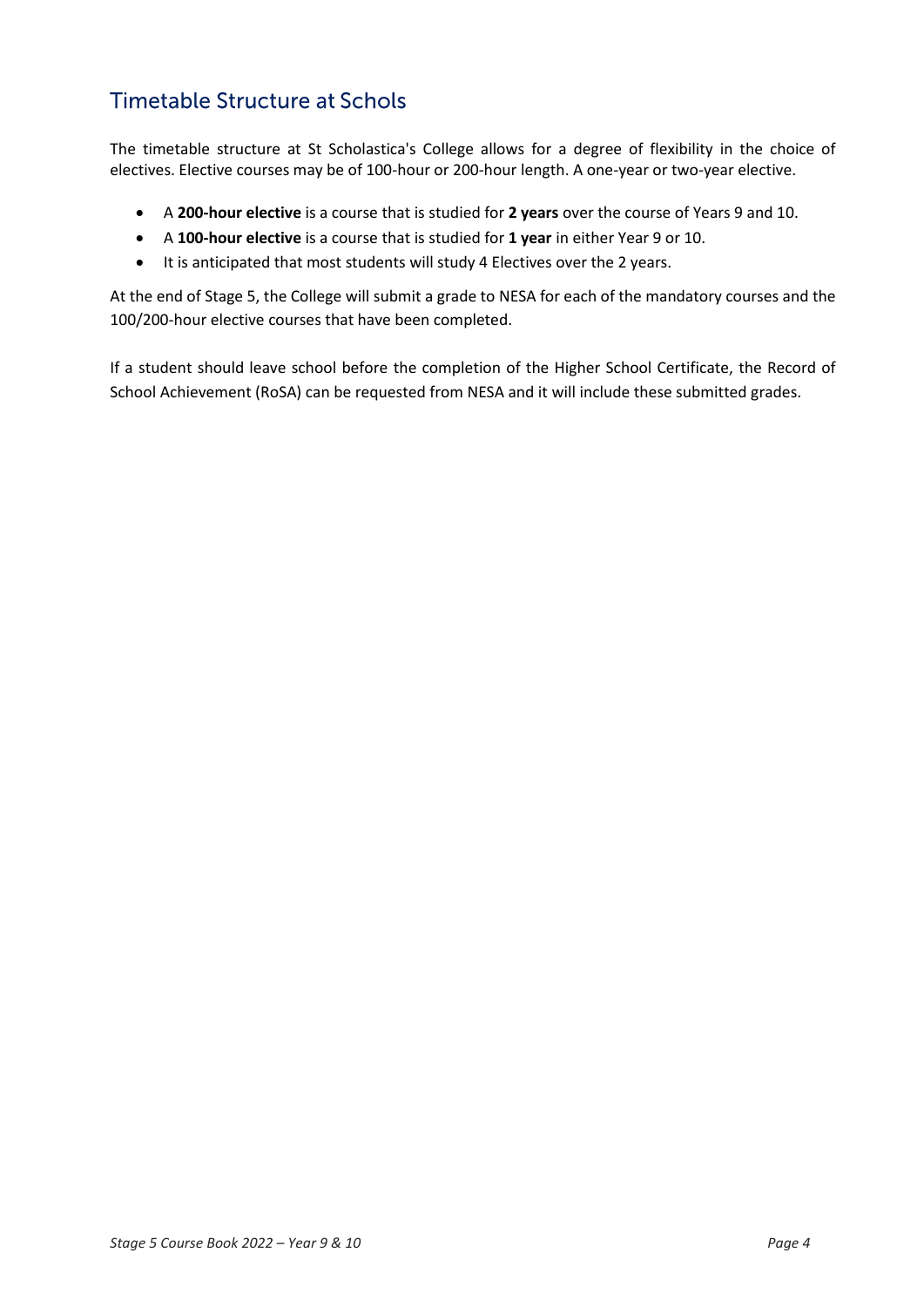## Timetable Structure at Schols

The timetable structure at St Scholastica's College allows for a degree of flexibility in the choice of electives. Elective courses may be of 100-hour or 200-hour length. A one-year or two-year elective.

- A **200-hour elective** is a course that is studied for **2 years** over the course of Years 9 and 10.
- A **100-hour elective** is a course that is studied for **1 year** in either Year 9 or 10.
- It is anticipated that most students will study 4 Electives over the 2 years.

At the end of Stage 5, the College will submit a grade to NESA for each of the mandatory courses and the 100/200-hour elective courses that have been completed.

If a student should leave school before the completion of the Higher School Certificate, the Record of School Achievement (RoSA) can be requested from NESA and it will include these submitted grades.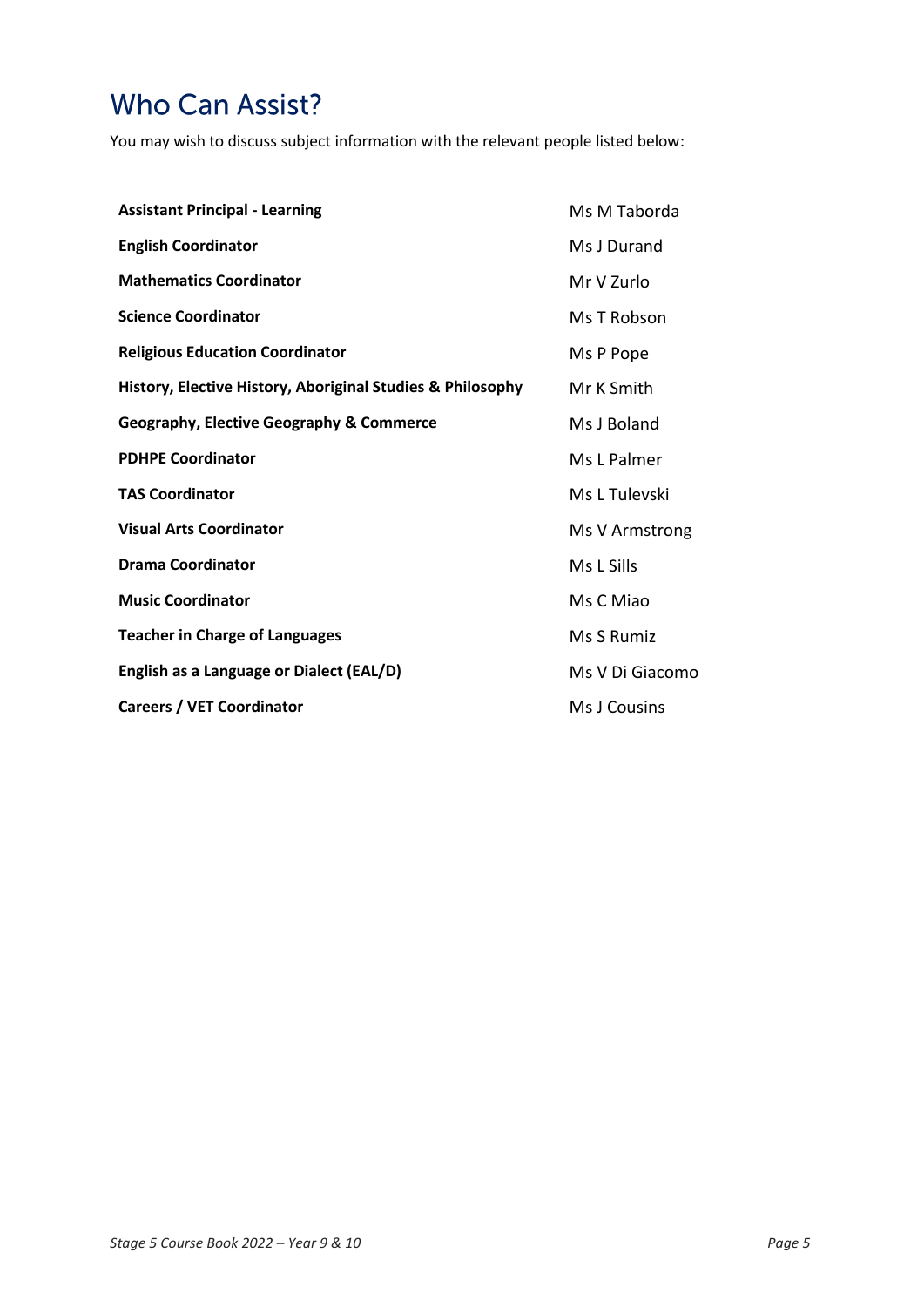# Who Can Assist?

You may wish to discuss subject information with the relevant people listed below:

| | |
|---|---|
| **Assistant Principal - Learning** | Ms M Taborda |
| **English Coordinator** | Ms J Durand |
| **Mathematics Coordinator** | Mr V Zurlo |
| **Science Coordinator** | Ms T Robson |
| **Religious Education Coordinator** | Ms P Pope |
| **History, Elective History, Aboriginal Studies & Philosophy** | Mr K Smith |
| **Geography, Elective Geography & Commerce** | Ms J Boland |
| **PDHPE Coordinator** | Ms L Palmer |
| **TAS Coordinator** | Ms L Tulevski |
| **Visual Arts Coordinator** | Ms V Armstrong |
| **Drama Coordinator** | Ms L Sills |
| **Music Coordinator** | Ms C Miao |
| **Teacher in Charge of Languages** | Ms S Rumiz |
| **English as a Language or Dialect (EAL/D)** | Ms V Di Giacomo |
| **Careers / VET Coordinator** | Ms J Cousins |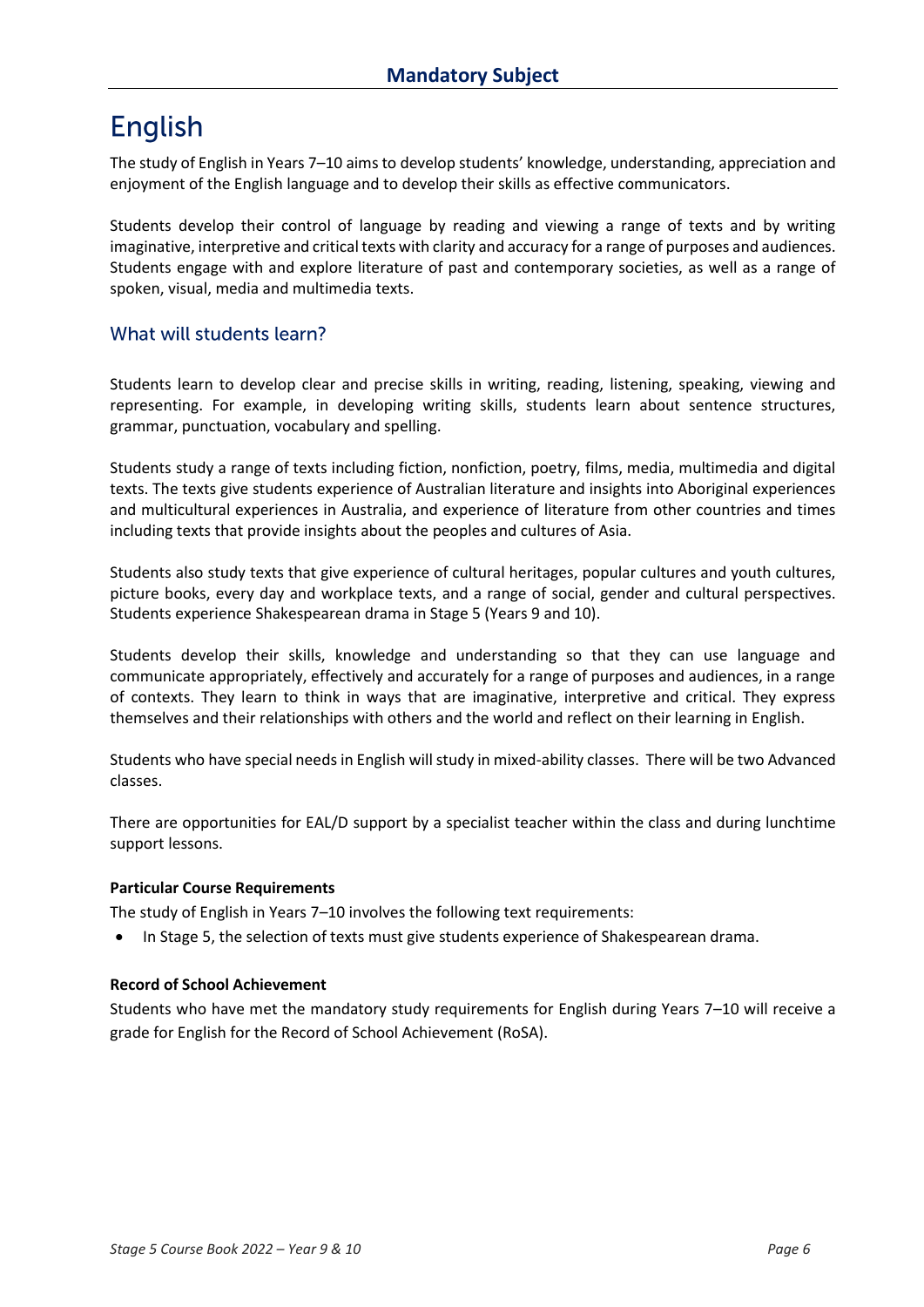## Mandatory Subject

# English

The study of English in Years 7–10 aims to develop students' knowledge, understanding, appreciation and enjoyment of the English language and to develop their skills as effective communicators.

Students develop their control of language by reading and viewing a range of texts and by writing imaginative, interpretive and critical texts with clarity and accuracy for a range of purposes and audiences. Students engage with and explore literature of past and contemporary societies, as well as a range of spoken, visual, media and multimedia texts.

## What will students learn?

Students learn to develop clear and precise skills in writing, reading, listening, speaking, viewing and representing. For example, in developing writing skills, students learn about sentence structures, grammar, punctuation, vocabulary and spelling.

Students study a range of texts including fiction, nonfiction, poetry, films, media, multimedia and digital texts. The texts give students experience of Australian literature and insights into Aboriginal experiences and multicultural experiences in Australia, and experience of literature from other countries and times including texts that provide insights about the peoples and cultures of Asia.

Students also study texts that give experience of cultural heritages, popular cultures and youth cultures, picture books, every day and workplace texts, and a range of social, gender and cultural perspectives. Students experience Shakespearean drama in Stage 5 (Years 9 and 10).

Students develop their skills, knowledge and understanding so that they can use language and communicate appropriately, effectively and accurately for a range of purposes and audiences, in a range of contexts. They learn to think in ways that are imaginative, interpretive and critical. They express themselves and their relationships with others and the world and reflect on their learning in English.

Students who have special needs in English will study in mixed-ability classes. There will be two Advanced classes.

There are opportunities for EAL/D support by a specialist teacher within the class and during lunchtime support lessons.

**Particular Course Requirements**

The study of English in Years 7–10 involves the following text requirements:

- In Stage 5, the selection of texts must give students experience of Shakespearean drama.

**Record of School Achievement**

Students who have met the mandatory study requirements for English during Years 7–10 will receive a grade for English for the Record of School Achievement (RoSA).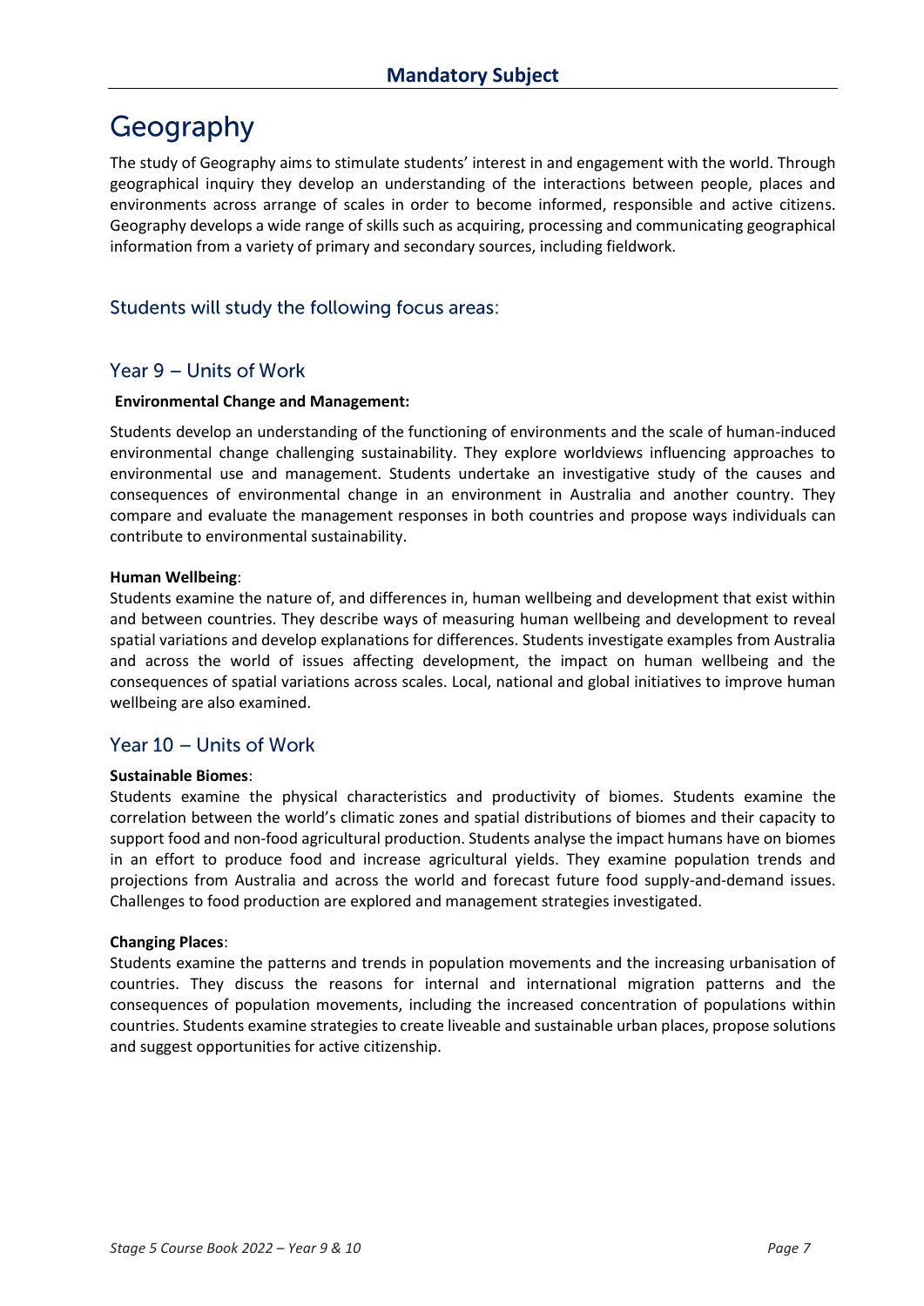## Mandatory Subject

# Geography

The study of Geography aims to stimulate students' interest in and engagement with the world. Through geographical inquiry they develop an understanding of the interactions between people, places and environments across arrange of scales in order to become informed, responsible and active citizens. Geography develops a wide range of skills such as acquiring, processing and communicating geographical information from a variety of primary and secondary sources, including fieldwork.

## Students will study the following focus areas:

### Year 9 – Units of Work

**Environmental Change and Management:**

Students develop an understanding of the functioning of environments and the scale of human-induced environmental change challenging sustainability. They explore worldviews influencing approaches to environmental use and management. Students undertake an investigative study of the causes and consequences of environmental change in an environment in Australia and another country. They compare and evaluate the management responses in both countries and propose ways individuals can contribute to environmental sustainability.

**Human Wellbeing**:

Students examine the nature of, and differences in, human wellbeing and development that exist within and between countries. They describe ways of measuring human wellbeing and development to reveal spatial variations and develop explanations for differences. Students investigate examples from Australia and across the world of issues affecting development, the impact on human wellbeing and the consequences of spatial variations across scales. Local, national and global initiatives to improve human wellbeing are also examined.

### Year 10 – Units of Work

**Sustainable Biomes**:

Students examine the physical characteristics and productivity of biomes. Students examine the correlation between the world's climatic zones and spatial distributions of biomes and their capacity to support food and non-food agricultural production. Students analyse the impact humans have on biomes in an effort to produce food and increase agricultural yields. They examine population trends and projections from Australia and across the world and forecast future food supply-and-demand issues. Challenges to food production are explored and management strategies investigated.

**Changing Places**:

Students examine the patterns and trends in population movements and the increasing urbanisation of countries. They discuss the reasons for internal and international migration patterns and the consequences of population movements, including the increased concentration of populations within countries. Students examine strategies to create liveable and sustainable urban places, propose solutions and suggest opportunities for active citizenship.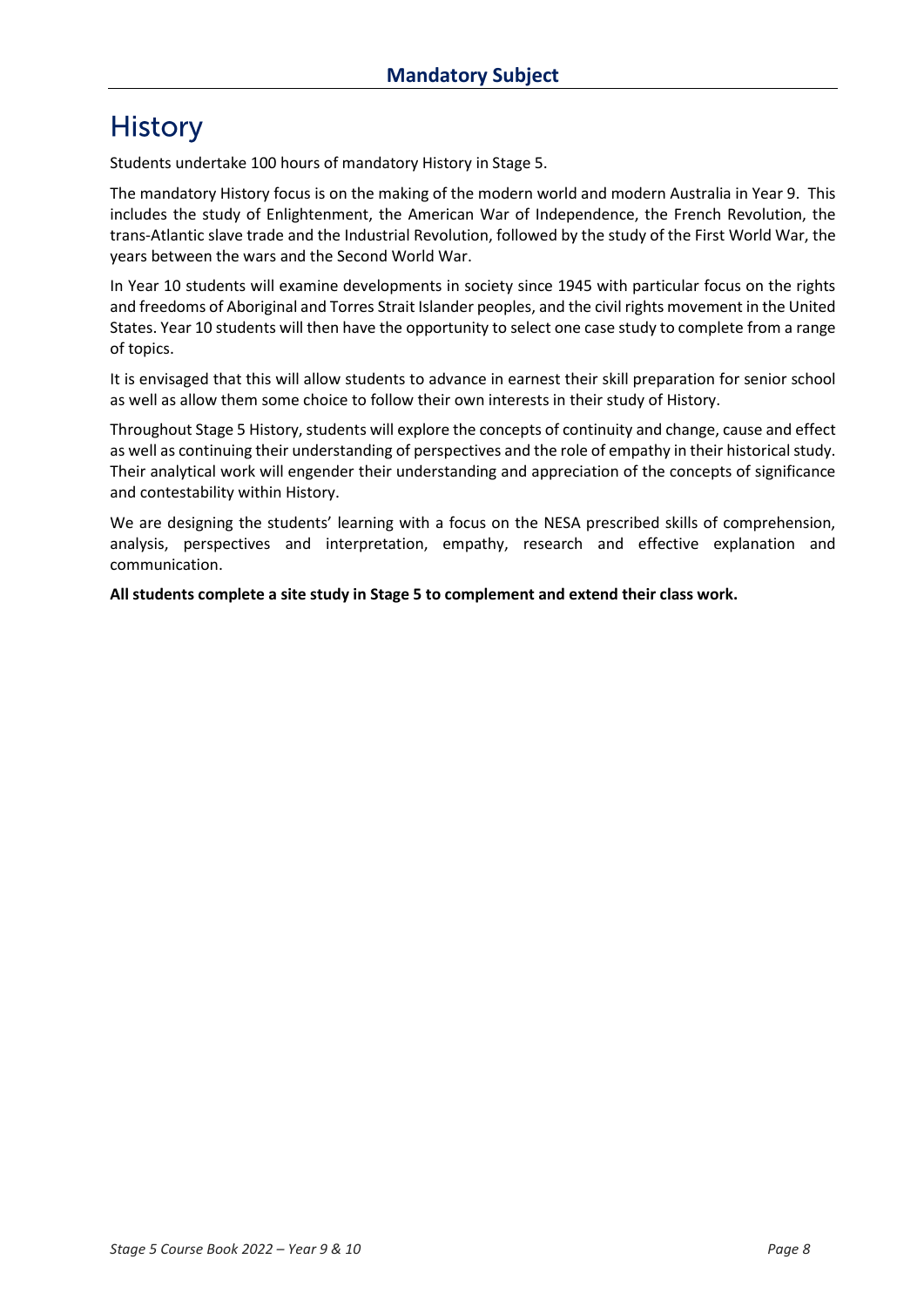## Mandatory Subject

# History

Students undertake 100 hours of mandatory History in Stage 5.

The mandatory History focus is on the making of the modern world and modern Australia in Year 9. This includes the study of Enlightenment, the American War of Independence, the French Revolution, the trans-Atlantic slave trade and the Industrial Revolution, followed by the study of the First World War, the years between the wars and the Second World War.

In Year 10 students will examine developments in society since 1945 with particular focus on the rights and freedoms of Aboriginal and Torres Strait Islander peoples, and the civil rights movement in the United States. Year 10 students will then have the opportunity to select one case study to complete from a range of topics.

It is envisaged that this will allow students to advance in earnest their skill preparation for senior school as well as allow them some choice to follow their own interests in their study of History.

Throughout Stage 5 History, students will explore the concepts of continuity and change, cause and effect as well as continuing their understanding of perspectives and the role of empathy in their historical study. Their analytical work will engender their understanding and appreciation of the concepts of significance and contestability within History.

We are designing the students' learning with a focus on the NESA prescribed skills of comprehension, analysis, perspectives and interpretation, empathy, research and effective explanation and communication.

**All students complete a site study in Stage 5 to complement and extend their class work.**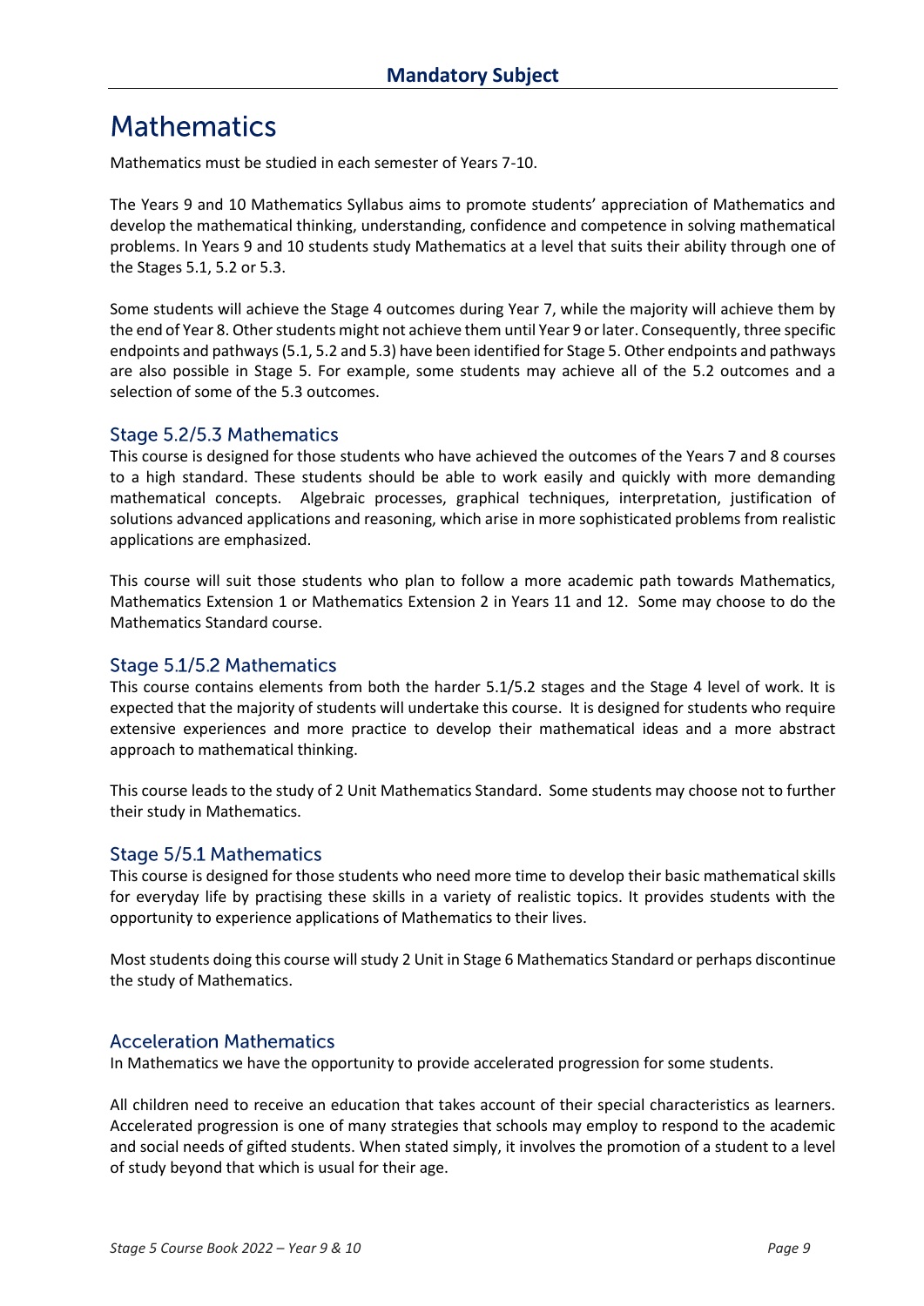## Mandatory Subject

# Mathematics

Mathematics must be studied in each semester of Years 7-10.

The Years 9 and 10 Mathematics Syllabus aims to promote students' appreciation of Mathematics and develop the mathematical thinking, understanding, confidence and competence in solving mathematical problems. In Years 9 and 10 students study Mathematics at a level that suits their ability through one of the Stages 5.1, 5.2 or 5.3.

Some students will achieve the Stage 4 outcomes during Year 7, while the majority will achieve them by the end of Year 8. Other students might not achieve them until Year 9 or later. Consequently, three specific endpoints and pathways (5.1, 5.2 and 5.3) have been identified for Stage 5. Other endpoints and pathways are also possible in Stage 5. For example, some students may achieve all of the 5.2 outcomes and a selection of some of the 5.3 outcomes.

### Stage 5.2/5.3 Mathematics

This course is designed for those students who have achieved the outcomes of the Years 7 and 8 courses to a high standard. These students should be able to work easily and quickly with more demanding mathematical concepts. Algebraic processes, graphical techniques, interpretation, justification of solutions advanced applications and reasoning, which arise in more sophisticated problems from realistic applications are emphasized.

This course will suit those students who plan to follow a more academic path towards Mathematics, Mathematics Extension 1 or Mathematics Extension 2 in Years 11 and 12. Some may choose to do the Mathematics Standard course.

### Stage 5.1/5.2 Mathematics

This course contains elements from both the harder 5.1/5.2 stages and the Stage 4 level of work. It is expected that the majority of students will undertake this course. It is designed for students who require extensive experiences and more practice to develop their mathematical ideas and a more abstract approach to mathematical thinking.

This course leads to the study of 2 Unit Mathematics Standard. Some students may choose not to further their study in Mathematics.

### Stage 5/5.1 Mathematics

This course is designed for those students who need more time to develop their basic mathematical skills for everyday life by practising these skills in a variety of realistic topics. It provides students with the opportunity to experience applications of Mathematics to their lives.

Most students doing this course will study 2 Unit in Stage 6 Mathematics Standard or perhaps discontinue the study of Mathematics.

### Acceleration Mathematics

In Mathematics we have the opportunity to provide accelerated progression for some students.

All children need to receive an education that takes account of their special characteristics as learners. Accelerated progression is one of many strategies that schools may employ to respond to the academic and social needs of gifted students. When stated simply, it involves the promotion of a student to a level of study beyond that which is usual for their age.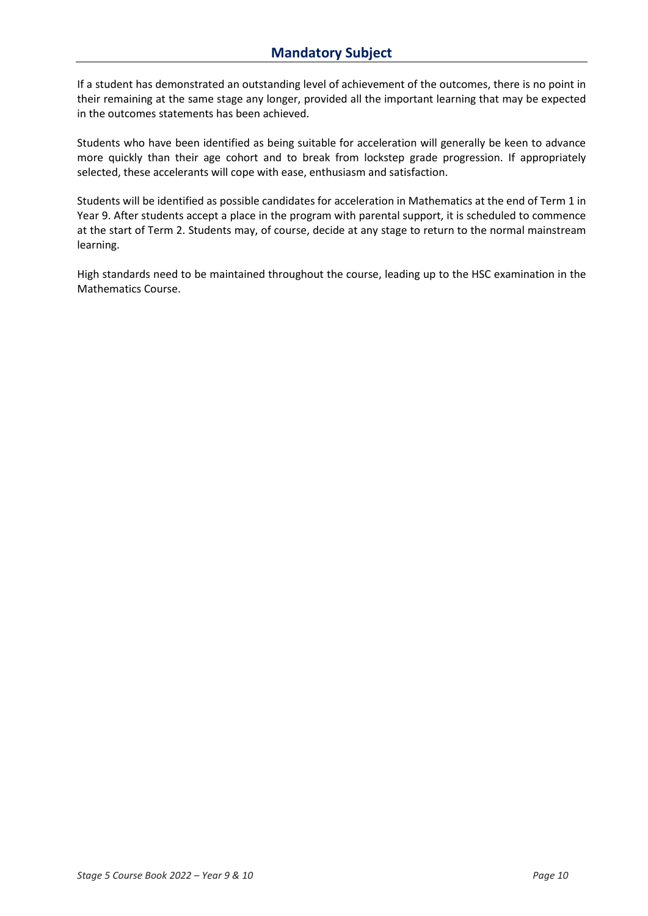## Mandatory Subject

If a student has demonstrated an outstanding level of achievement of the outcomes, there is no point in their remaining at the same stage any longer, provided all the important learning that may be expected in the outcomes statements has been achieved.

Students who have been identified as being suitable for acceleration will generally be keen to advance more quickly than their age cohort and to break from lockstep grade progression. If appropriately selected, these accelerants will cope with ease, enthusiasm and satisfaction.

Students will be identified as possible candidates for acceleration in Mathematics at the end of Term 1 in Year 9. After students accept a place in the program with parental support, it is scheduled to commence at the start of Term 2. Students may, of course, decide at any stage to return to the normal mainstream learning.

High standards need to be maintained throughout the course, leading up to the HSC examination in the Mathematics Course.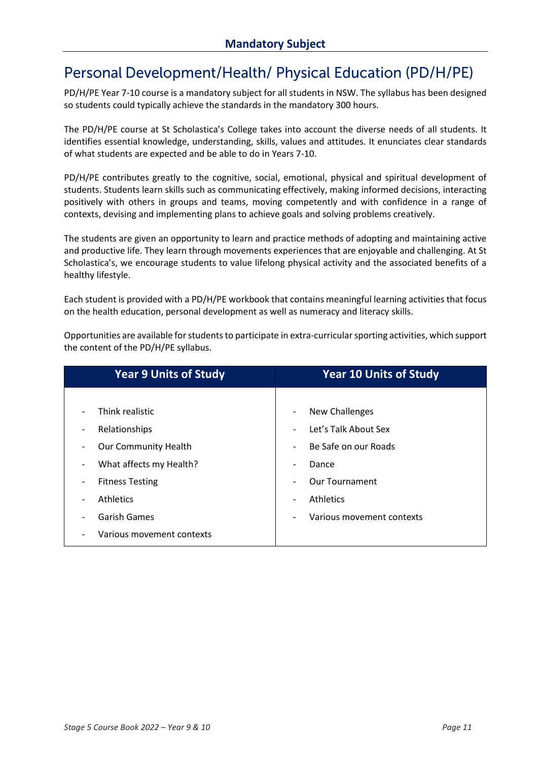## Mandatory Subject

# Personal Development/Health/ Physical Education (PD/H/PE)

PD/H/PE Year 7-10 course is a mandatory subject for all students in NSW. The syllabus has been designed so students could typically achieve the standards in the mandatory 300 hours.

The PD/H/PE course at St Scholastica's College takes into account the diverse needs of all students. It identifies essential knowledge, understanding, skills, values and attitudes. It enunciates clear standards of what students are expected and be able to do in Years 7-10.

PD/H/PE contributes greatly to the cognitive, social, emotional, physical and spiritual development of students. Students learn skills such as communicating effectively, making informed decisions, interacting positively with others in groups and teams, moving competently and with confidence in a range of contexts, devising and implementing plans to achieve goals and solving problems creatively.

The students are given an opportunity to learn and practice methods of adopting and maintaining active and productive life. They learn through movements experiences that are enjoyable and challenging. At St Scholastica's, we encourage students to value lifelong physical activity and the associated benefits of a healthy lifestyle.

Each student is provided with a PD/H/PE workbook that contains meaningful learning activities that focus on the health education, personal development as well as numeracy and literacy skills.

Opportunities are available for students to participate in extra-curricular sporting activities, which support the content of the PD/H/PE syllabus.

| Year 9 Units of Study | Year 10 Units of Study |
|---|---|
| - Think realistic | - New Challenges |
| - Relationships | - Let's Talk About Sex |
| - Our Community Health | - Be Safe on our Roads |
| - What affects my Health? | - Dance |
| - Fitness Testing | - Our Tournament |
| - Athletics | - Athletics |
| - Garish Games | - Various movement contexts |
| - Various movement contexts | |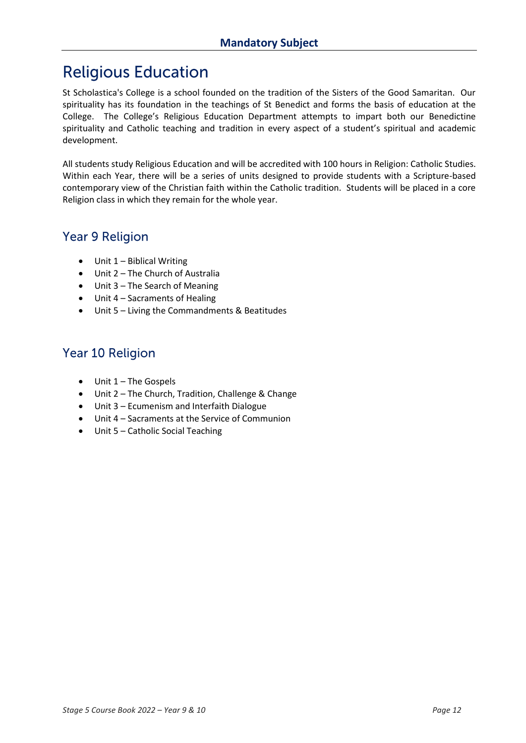## Mandatory Subject

# Religious Education

St Scholastica's College is a school founded on the tradition of the Sisters of the Good Samaritan. Our spirituality has its foundation in the teachings of St Benedict and forms the basis of education at the College. The College's Religious Education Department attempts to impart both our Benedictine spirituality and Catholic teaching and tradition in every aspect of a student's spiritual and academic development.

All students study Religious Education and will be accredited with 100 hours in Religion: Catholic Studies. Within each Year, there will be a series of units designed to provide students with a Scripture-based contemporary view of the Christian faith within the Catholic tradition. Students will be placed in a core Religion class in which they remain for the whole year.

## Year 9 Religion

- Unit 1 – Biblical Writing
- Unit 2 – The Church of Australia
- Unit 3 – The Search of Meaning
- Unit 4 – Sacraments of Healing
- Unit 5 – Living the Commandments & Beatitudes

## Year 10 Religion

- Unit 1 – The Gospels
- Unit 2 – The Church, Tradition, Challenge & Change
- Unit 3 – Ecumenism and Interfaith Dialogue
- Unit 4 – Sacraments at the Service of Communion
- Unit 5 – Catholic Social Teaching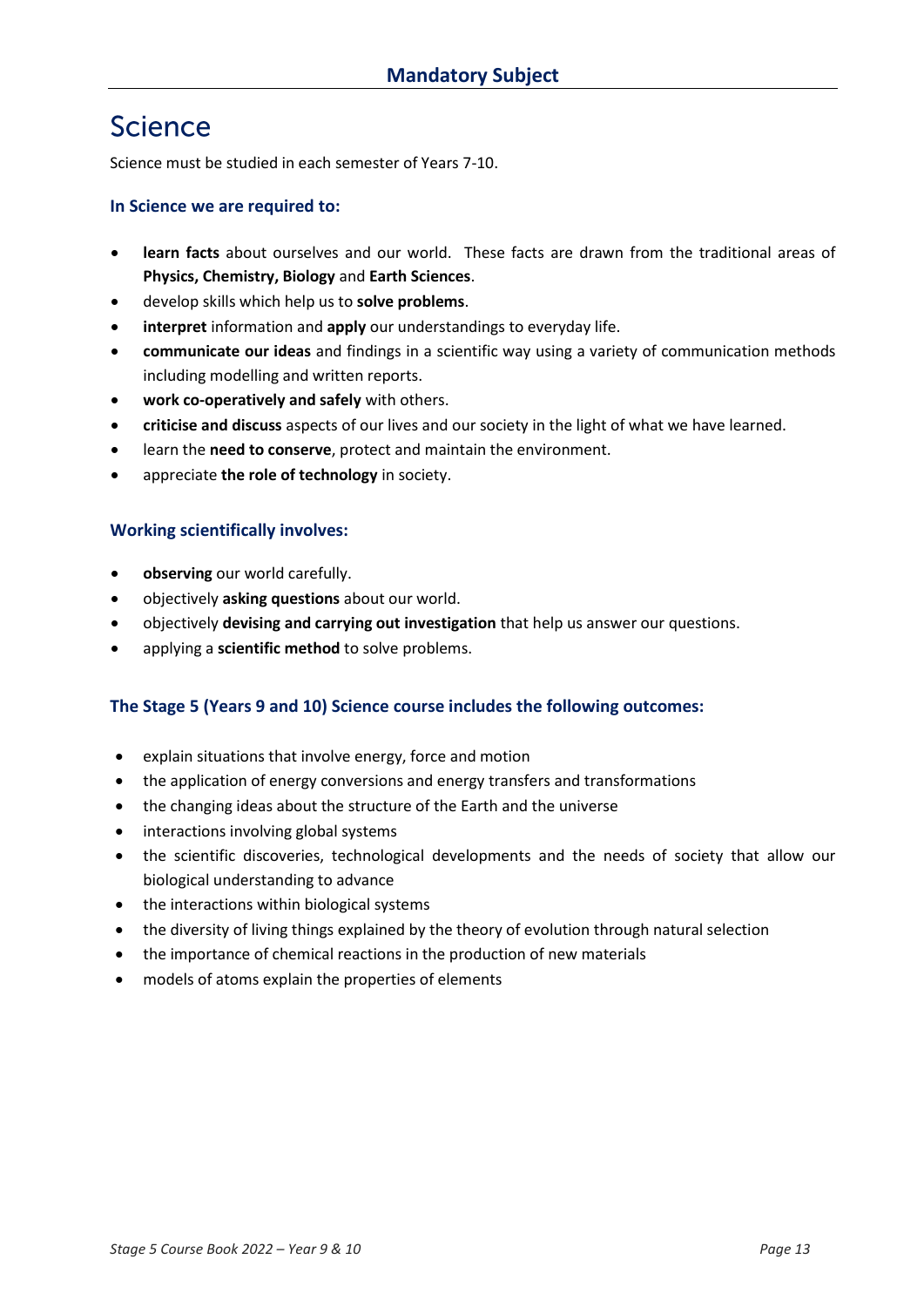## Mandatory Subject

# Science

Science must be studied in each semester of Years 7-10.

### In Science we are required to:

- **learn facts** about ourselves and our world. These facts are drawn from the traditional areas of **Physics, Chemistry, Biology** and **Earth Sciences**.
- develop skills which help us to **solve problems**.
- **interpret** information and **apply** our understandings to everyday life.
- **communicate our ideas** and findings in a scientific way using a variety of communication methods including modelling and written reports.
- **work co-operatively and safely** with others.
- **criticise and discuss** aspects of our lives and our society in the light of what we have learned.
- learn the **need to conserve**, protect and maintain the environment.
- appreciate **the role of technology** in society.

### Working scientifically involves:

- **observing** our world carefully.
- objectively **asking questions** about our world.
- objectively **devising and carrying out investigation** that help us answer our questions.
- applying a **scientific method** to solve problems.

### The Stage 5 (Years 9 and 10) Science course includes the following outcomes:

- explain situations that involve energy, force and motion
- the application of energy conversions and energy transfers and transformations
- the changing ideas about the structure of the Earth and the universe
- interactions involving global systems
- the scientific discoveries, technological developments and the needs of society that allow our biological understanding to advance
- the interactions within biological systems
- the diversity of living things explained by the theory of evolution through natural selection
- the importance of chemical reactions in the production of new materials
- models of atoms explain the properties of elements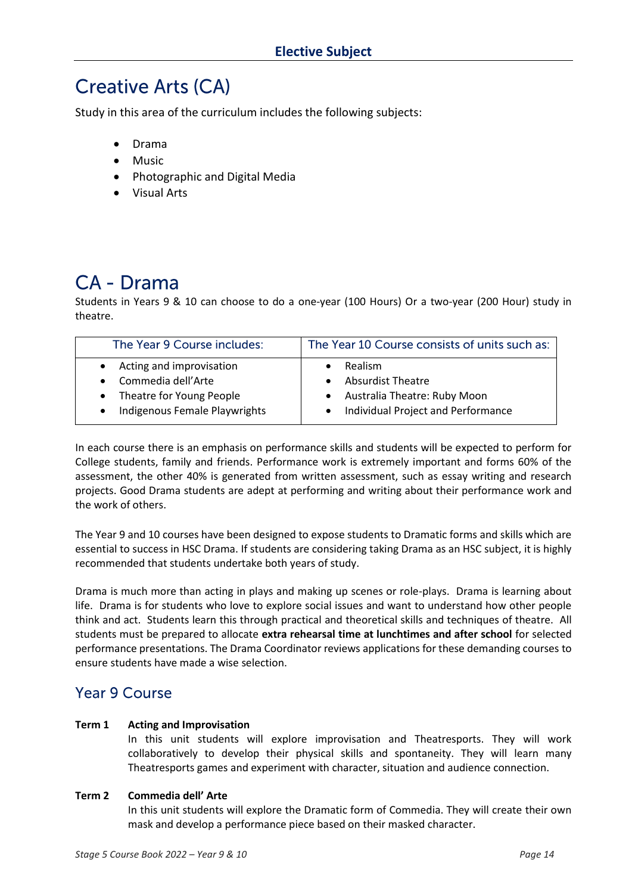## Elective Subject

# Creative Arts (CA)

Study in this area of the curriculum includes the following subjects:

- Drama
- Music
- Photographic and Digital Media
- Visual Arts

# CA - Drama

Students in Years 9 & 10 can choose to do a one-year (100 Hours) Or a two-year (200 Hour) study in theatre.

| The Year 9 Course includes: | The Year 10 Course consists of units such as: |
|---|---|
| • Acting and improvisation<br>• Commedia dell'Arte<br>• Theatre for Young People<br>• Indigenous Female Playwrights | • Realism<br>• Absurdist Theatre<br>• Australia Theatre: Ruby Moon<br>• Individual Project and Performance |

In each course there is an emphasis on performance skills and students will be expected to perform for College students, family and friends. Performance work is extremely important and forms 60% of the assessment, the other 40% is generated from written assessment, such as essay writing and research projects. Good Drama students are adept at performing and writing about their performance work and the work of others.

The Year 9 and 10 courses have been designed to expose students to Dramatic forms and skills which are essential to success in HSC Drama. If students are considering taking Drama as an HSC subject, it is highly recommended that students undertake both years of study.

Drama is much more than acting in plays and making up scenes or role-plays. Drama is learning about life. Drama is for students who love to explore social issues and want to understand how other people think and act. Students learn this through practical and theoretical skills and techniques of theatre. All students must be prepared to allocate **extra rehearsal time at lunchtimes and after school** for selected performance presentations. The Drama Coordinator reviews applications for these demanding courses to ensure students have made a wise selection.

## Year 9 Course

**Term 1 Acting and Improvisation**

In this unit students will explore improvisation and Theatresports. They will work collaboratively to develop their physical skills and spontaneity. They will learn many Theatresports games and experiment with character, situation and audience connection.

**Term 2 Commedia dell' Arte**

In this unit students will explore the Dramatic form of Commedia. They will create their own mask and develop a performance piece based on their masked character.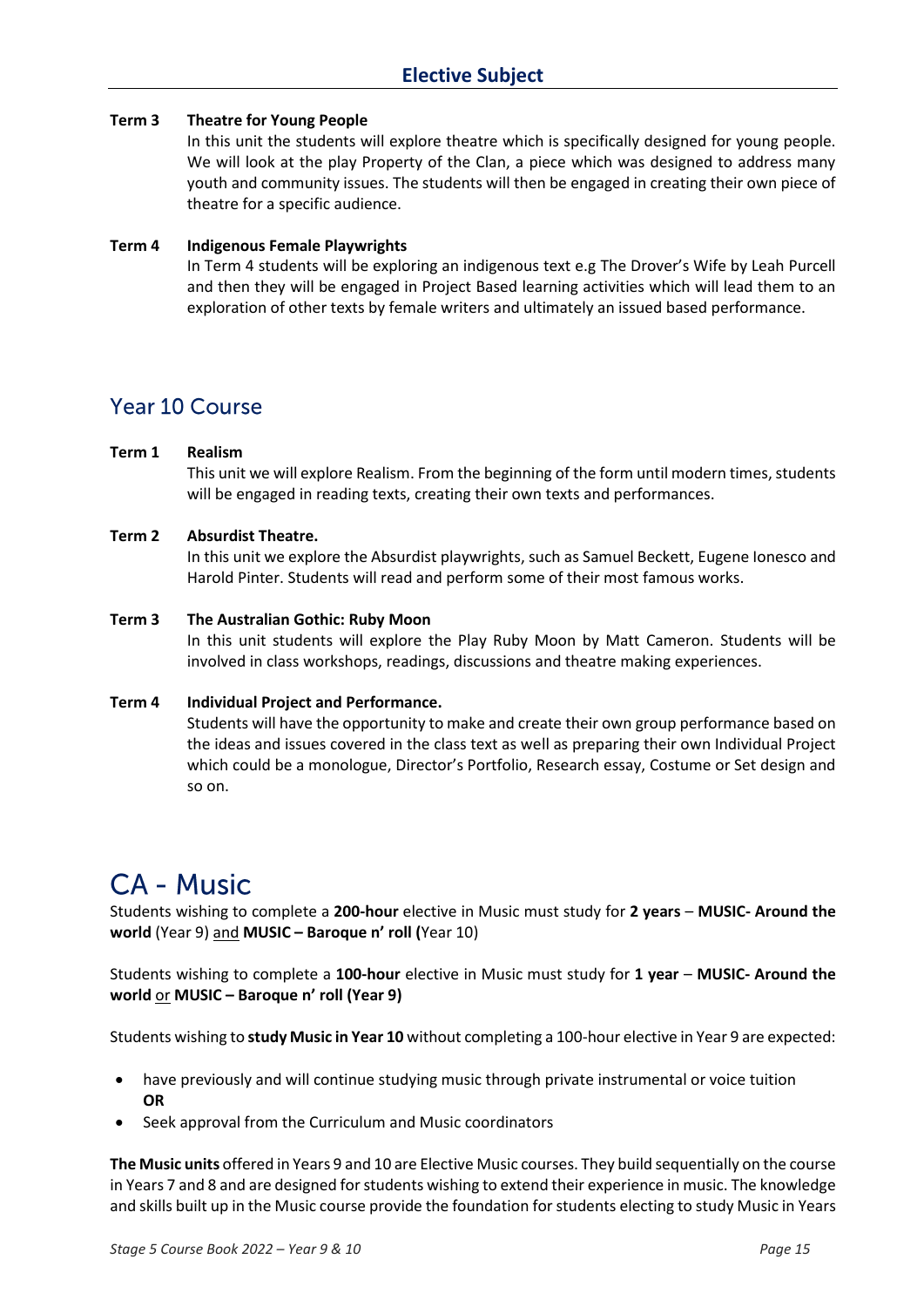## Elective Subject

**Term 3 Theatre for Young People**

In this unit the students will explore theatre which is specifically designed for young people. We will look at the play Property of the Clan, a piece which was designed to address many youth and community issues. The students will then be engaged in creating their own piece of theatre for a specific audience.

**Term 4 Indigenous Female Playwrights**

In Term 4 students will be exploring an indigenous text e.g The Drover's Wife by Leah Purcell and then they will be engaged in Project Based learning activities which will lead them to an exploration of other texts by female writers and ultimately an issued based performance.

## Year 10 Course

**Term 1 Realism**

This unit we will explore Realism. From the beginning of the form until modern times, students will be engaged in reading texts, creating their own texts and performances.

**Term 2 Absurdist Theatre.**

In this unit we explore the Absurdist playwrights, such as Samuel Beckett, Eugene Ionesco and Harold Pinter. Students will read and perform some of their most famous works.

**Term 3 The Australian Gothic: Ruby Moon**

In this unit students will explore the Play Ruby Moon by Matt Cameron. Students will be involved in class workshops, readings, discussions and theatre making experiences.

**Term 4 Individual Project and Performance.**

Students will have the opportunity to make and create their own group performance based on the ideas and issues covered in the class text as well as preparing their own Individual Project which could be a monologue, Director's Portfolio, Research essay, Costume or Set design and so on.

# CA - Music

Students wishing to complete a **200-hour** elective in Music must study for **2 years** – **MUSIC- Around the world** (Year 9) and **MUSIC – Baroque n' roll (**Year 10)

Students wishing to complete a **100-hour** elective in Music must study for **1 year** – **MUSIC- Around the world** or **MUSIC – Baroque n' roll (Year 9)**

Students wishing to **study Music in Year 10** without completing a 100-hour elective in Year 9 are expected:

- have previously and will continue studying music through private instrumental or voice tuition **OR**
- Seek approval from the Curriculum and Music coordinators

**The Music units** offered in Years 9 and 10 are Elective Music courses. They build sequentially on the course in Years 7 and 8 and are designed for students wishing to extend their experience in music. The knowledge and skills built up in the Music course provide the foundation for students electing to study Music in Years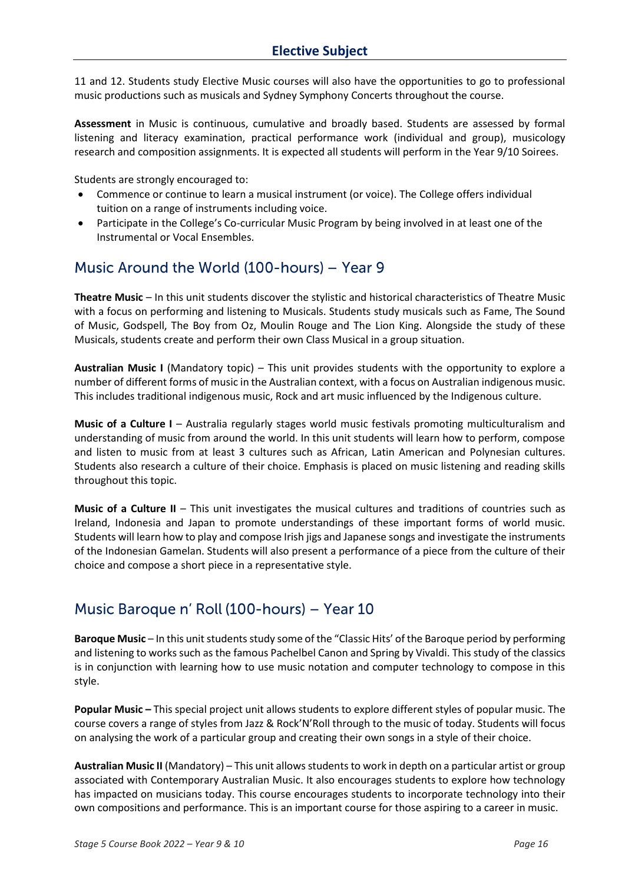11 and 12. Students study Elective Music courses will also have the opportunities to go to professional music productions such as musicals and Sydney Symphony Concerts throughout the course.

**Assessment** in Music is continuous, cumulative and broadly based. Students are assessed by formal listening and literacy examination, practical performance work (individual and group), musicology research and composition assignments. It is expected all students will perform in the Year 9/10 Soirees.

Students are strongly encouraged to:

- Commence or continue to learn a musical instrument (or voice). The College offers individual tuition on a range of instruments including voice.
- Participate in the College's Co-curricular Music Program by being involved in at least one of the Instrumental or Vocal Ensembles.

## Music Around the World (100-hours) – Year 9

**Theatre Music** – In this unit students discover the stylistic and historical characteristics of Theatre Music with a focus on performing and listening to Musicals. Students study musicals such as Fame, The Sound of Music, Godspell, The Boy from Oz, Moulin Rouge and The Lion King. Alongside the study of these Musicals, students create and perform their own Class Musical in a group situation.

**Australian Music I** (Mandatory topic) – This unit provides students with the opportunity to explore a number of different forms of music in the Australian context, with a focus on Australian indigenous music. This includes traditional indigenous music, Rock and art music influenced by the Indigenous culture.

**Music of a Culture I** – Australia regularly stages world music festivals promoting multiculturalism and understanding of music from around the world. In this unit students will learn how to perform, compose and listen to music from at least 3 cultures such as African, Latin American and Polynesian cultures. Students also research a culture of their choice. Emphasis is placed on music listening and reading skills throughout this topic.

**Music of a Culture II** – This unit investigates the musical cultures and traditions of countries such as Ireland, Indonesia and Japan to promote understandings of these important forms of world music. Students will learn how to play and compose Irish jigs and Japanese songs and investigate the instruments of the Indonesian Gamelan. Students will also present a performance of a piece from the culture of their choice and compose a short piece in a representative style.

## Music Baroque n' Roll (100-hours) – Year 10

**Baroque Music** – In this unit students study some of the "Classic Hits' of the Baroque period by performing and listening to works such as the famous Pachelbel Canon and Spring by Vivaldi. This study of the classics is in conjunction with learning how to use music notation and computer technology to compose in this style.

**Popular Music –** This special project unit allows students to explore different styles of popular music. The course covers a range of styles from Jazz & Rock'N'Roll through to the music of today. Students will focus on analysing the work of a particular group and creating their own songs in a style of their choice.

**Australian Music II** (Mandatory) – This unit allows students to work in depth on a particular artist or group associated with Contemporary Australian Music. It also encourages students to explore how technology has impacted on musicians today. This course encourages students to incorporate technology into their own compositions and performance. This is an important course for those aspiring to a career in music.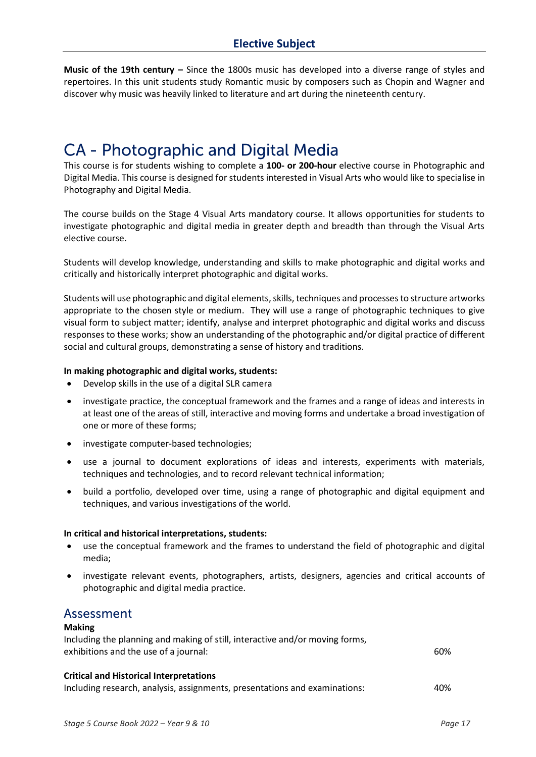**Music of the 19th century –** Since the 1800s music has developed into a diverse range of styles and repertoires. In this unit students study Romantic music by composers such as Chopin and Wagner and discover why music was heavily linked to literature and art during the nineteenth century.

# CA - Photographic and Digital Media

This course is for students wishing to complete a **100- or 200-hour** elective course in Photographic and Digital Media. This course is designed for students interested in Visual Arts who would like to specialise in Photography and Digital Media.

The course builds on the Stage 4 Visual Arts mandatory course. It allows opportunities for students to investigate photographic and digital media in greater depth and breadth than through the Visual Arts elective course.

Students will develop knowledge, understanding and skills to make photographic and digital works and critically and historically interpret photographic and digital works.

Students will use photographic and digital elements, skills, techniques and processes to structure artworks appropriate to the chosen style or medium. They will use a range of photographic techniques to give visual form to subject matter; identify, analyse and interpret photographic and digital works and discuss responses to these works; show an understanding of the photographic and/or digital practice of different social and cultural groups, demonstrating a sense of history and traditions.

**In making photographic and digital works, students:**

- Develop skills in the use of a digital SLR camera
- investigate practice, the conceptual framework and the frames and a range of ideas and interests in at least one of the areas of still, interactive and moving forms and undertake a broad investigation of one or more of these forms;
- investigate computer-based technologies;
- use a journal to document explorations of ideas and interests, experiments with materials, techniques and technologies, and to record relevant technical information;
- build a portfolio, developed over time, using a range of photographic and digital equipment and techniques, and various investigations of the world.

**In critical and historical interpretations, students:**

- use the conceptual framework and the frames to understand the field of photographic and digital media;
- investigate relevant events, photographers, artists, designers, agencies and critical accounts of photographic and digital media practice.

## Assessment

**Making**

Including the planning and making of still, interactive and/or moving forms, exhibitions and the use of a journal: 60%

**Critical and Historical Interpretations**

Including research, analysis, assignments, presentations and examinations: 40%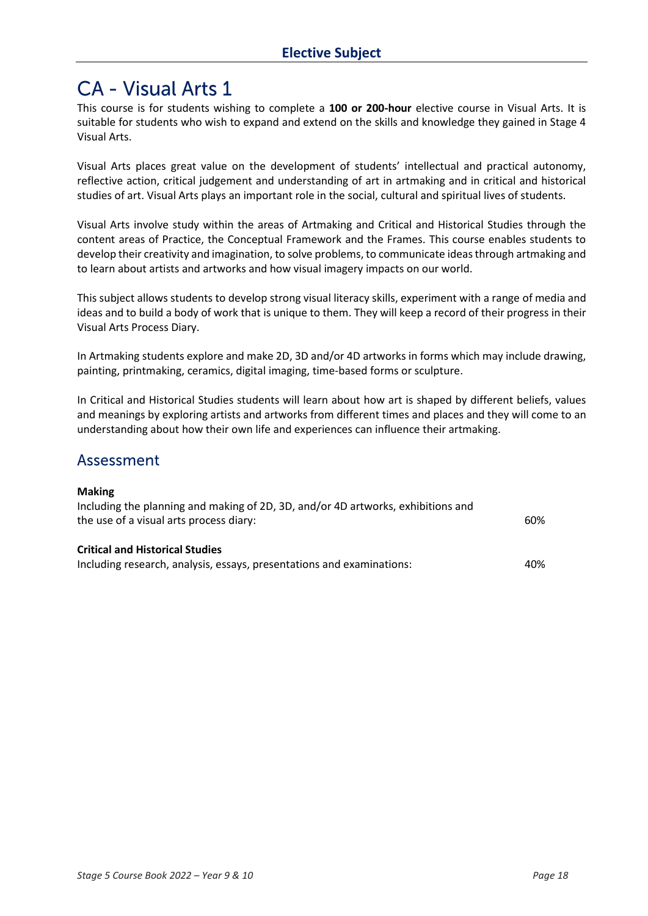## Elective Subject

# CA - Visual Arts 1

This course is for students wishing to complete a **100 or 200-hour** elective course in Visual Arts. It is suitable for students who wish to expand and extend on the skills and knowledge they gained in Stage 4 Visual Arts.

Visual Arts places great value on the development of students' intellectual and practical autonomy, reflective action, critical judgement and understanding of art in artmaking and in critical and historical studies of art. Visual Arts plays an important role in the social, cultural and spiritual lives of students.

Visual Arts involve study within the areas of Artmaking and Critical and Historical Studies through the content areas of Practice, the Conceptual Framework and the Frames. This course enables students to develop their creativity and imagination, to solve problems, to communicate ideas through artmaking and to learn about artists and artworks and how visual imagery impacts on our world.

This subject allows students to develop strong visual literacy skills, experiment with a range of media and ideas and to build a body of work that is unique to them. They will keep a record of their progress in their Visual Arts Process Diary.

In Artmaking students explore and make 2D, 3D and/or 4D artworks in forms which may include drawing, painting, printmaking, ceramics, digital imaging, time-based forms or sculpture.

In Critical and Historical Studies students will learn about how art is shaped by different beliefs, values and meanings by exploring artists and artworks from different times and places and they will come to an understanding about how their own life and experiences can influence their artmaking.

## Assessment

**Making**
Including the planning and making of 2D, 3D, and/or 4D artworks, exhibitions and the use of a visual arts process diary: 60%

**Critical and Historical Studies**
Including research, analysis, essays, presentations and examinations: 40%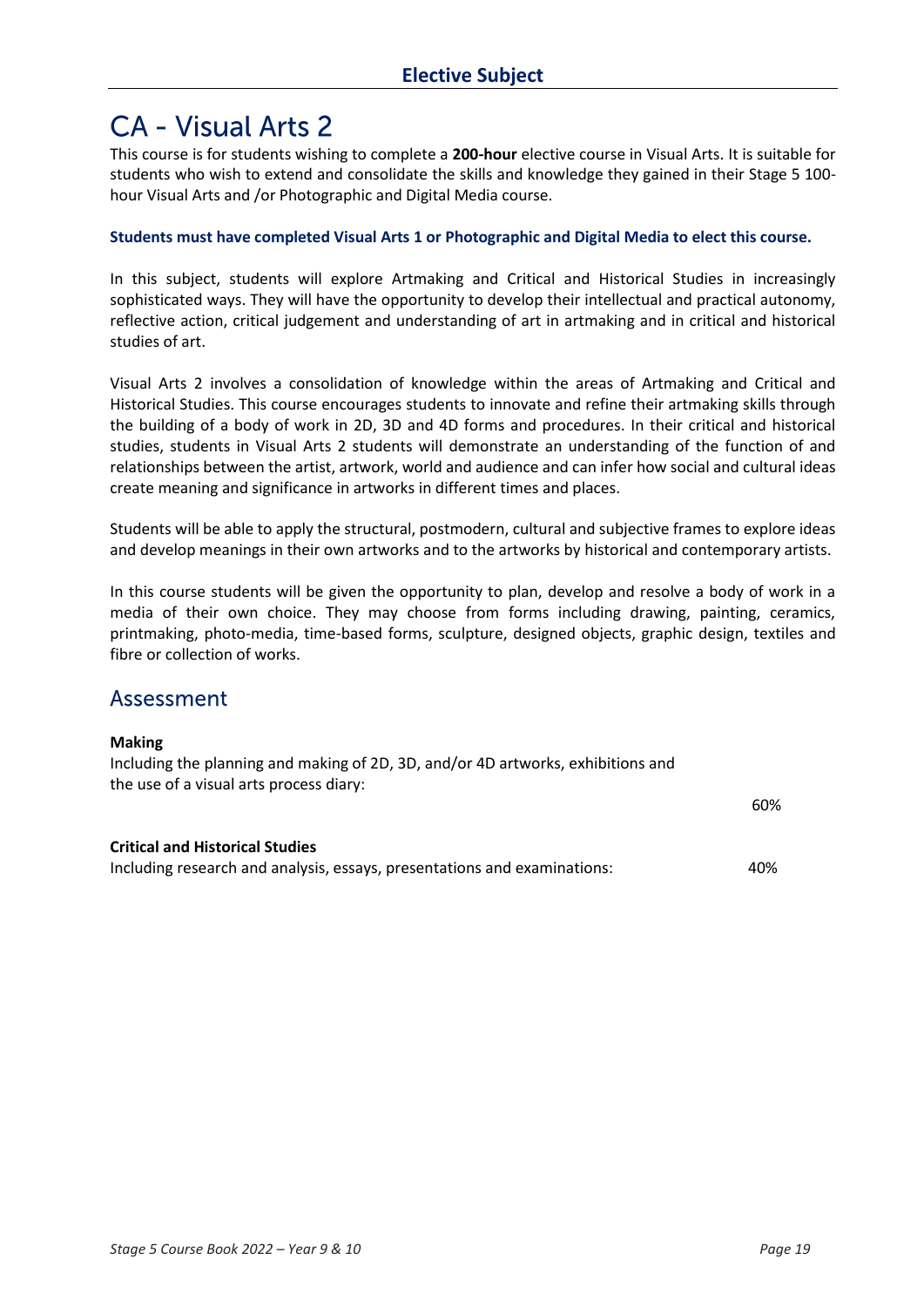## Elective Subject

# CA - Visual Arts 2

This course is for students wishing to complete a **200-hour** elective course in Visual Arts. It is suitable for students who wish to extend and consolidate the skills and knowledge they gained in their Stage 5 100-hour Visual Arts and /or Photographic and Digital Media course.

**Students must have completed Visual Arts 1 or Photographic and Digital Media to elect this course.**

In this subject, students will explore Artmaking and Critical and Historical Studies in increasingly sophisticated ways. They will have the opportunity to develop their intellectual and practical autonomy, reflective action, critical judgement and understanding of art in artmaking and in critical and historical studies of art.

Visual Arts 2 involves a consolidation of knowledge within the areas of Artmaking and Critical and Historical Studies. This course encourages students to innovate and refine their artmaking skills through the building of a body of work in 2D, 3D and 4D forms and procedures. In their critical and historical studies, students in Visual Arts 2 students will demonstrate an understanding of the function of and relationships between the artist, artwork, world and audience and can infer how social and cultural ideas create meaning and significance in artworks in different times and places.

Students will be able to apply the structural, postmodern, cultural and subjective frames to explore ideas and develop meanings in their own artworks and to the artworks by historical and contemporary artists.

In this course students will be given the opportunity to plan, develop and resolve a body of work in a media of their own choice. They may choose from forms including drawing, painting, ceramics, printmaking, photo-media, time-based forms, sculpture, designed objects, graphic design, textiles and fibre or collection of works.

## Assessment

**Making**
Including the planning and making of 2D, 3D, and/or 4D artworks, exhibitions and the use of a visual arts process diary: 60%

**Critical and Historical Studies**
Including research and analysis, essays, presentations and examinations: 40%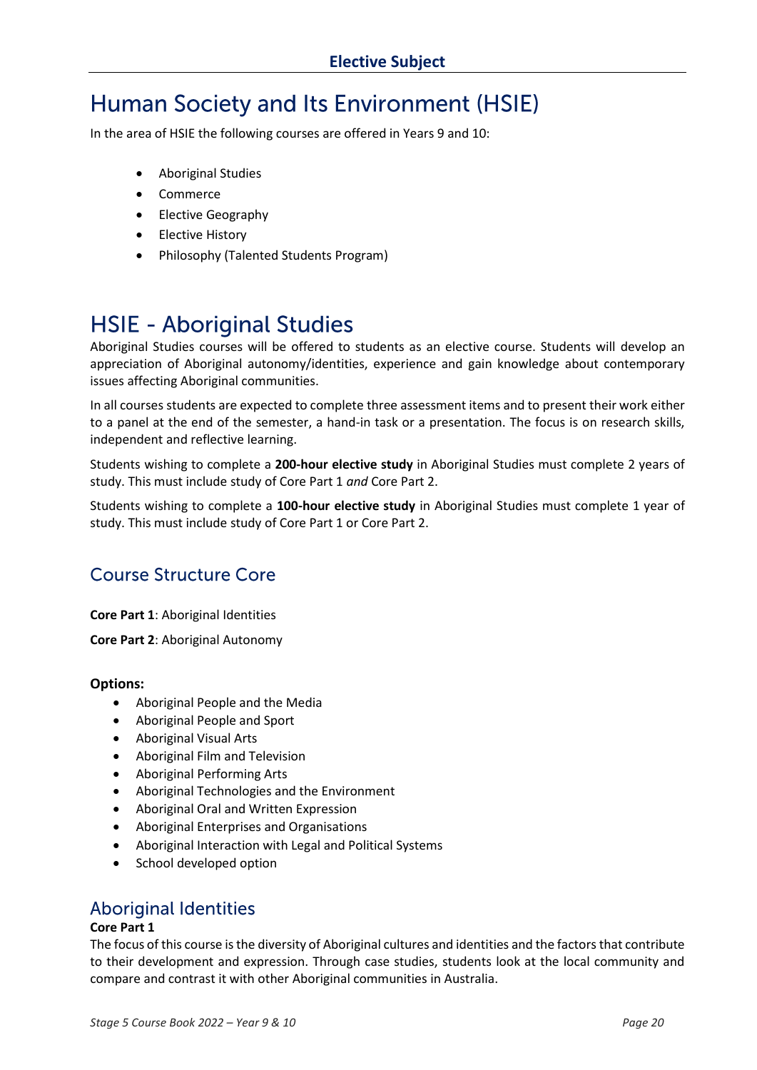## Elective Subject

# Human Society and Its Environment (HSIE)

In the area of HSIE the following courses are offered in Years 9 and 10:

- Aboriginal Studies
- Commerce
- Elective Geography
- Elective History
- Philosophy (Talented Students Program)

# HSIE - Aboriginal Studies

Aboriginal Studies courses will be offered to students as an elective course. Students will develop an appreciation of Aboriginal autonomy/identities, experience and gain knowledge about contemporary issues affecting Aboriginal communities.

In all courses students are expected to complete three assessment items and to present their work either to a panel at the end of the semester, a hand-in task or a presentation. The focus is on research skills, independent and reflective learning.

Students wishing to complete a **200-hour elective study** in Aboriginal Studies must complete 2 years of study. This must include study of Core Part 1 *and* Core Part 2.

Students wishing to complete a **100-hour elective study** in Aboriginal Studies must complete 1 year of study. This must include study of Core Part 1 or Core Part 2.

## Course Structure Core

**Core Part 1**: Aboriginal Identities

**Core Part 2**: Aboriginal Autonomy

**Options:**

- Aboriginal People and the Media
- Aboriginal People and Sport
- Aboriginal Visual Arts
- Aboriginal Film and Television
- Aboriginal Performing Arts
- Aboriginal Technologies and the Environment
- Aboriginal Oral and Written Expression
- Aboriginal Enterprises and Organisations
- Aboriginal Interaction with Legal and Political Systems
- School developed option

## Aboriginal Identities

**Core Part 1**

The focus of this course is the diversity of Aboriginal cultures and identities and the factors that contribute to their development and expression. Through case studies, students look at the local community and compare and contrast it with other Aboriginal communities in Australia.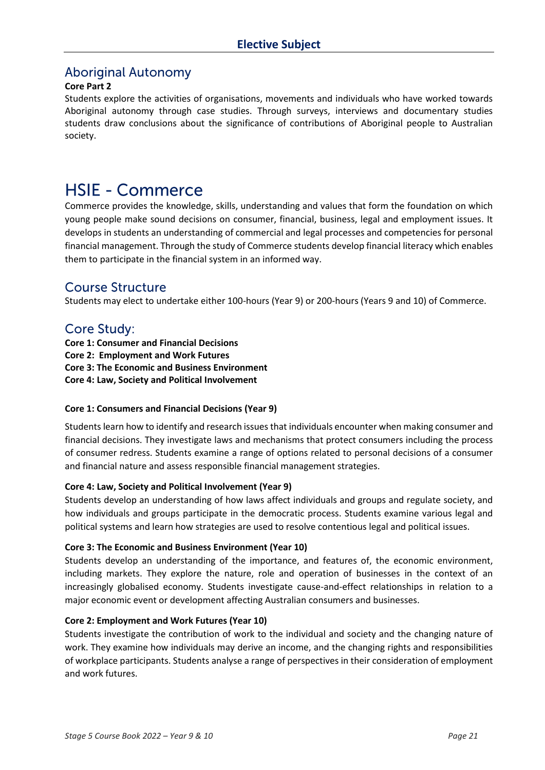## Elective Subject

## Aboriginal Autonomy

**Core Part 2**

Students explore the activities of organisations, movements and individuals who have worked towards Aboriginal autonomy through case studies. Through surveys, interviews and documentary studies students draw conclusions about the significance of contributions of Aboriginal people to Australian society.

# HSIE - Commerce

Commerce provides the knowledge, skills, understanding and values that form the foundation on which young people make sound decisions on consumer, financial, business, legal and employment issues. It develops in students an understanding of commercial and legal processes and competencies for personal financial management. Through the study of Commerce students develop financial literacy which enables them to participate in the financial system in an informed way.

## Course Structure

Students may elect to undertake either 100-hours (Year 9) or 200-hours (Years 9 and 10) of Commerce.

## Core Study:

**Core 1: Consumer and Financial Decisions**
**Core 2: Employment and Work Futures**
**Core 3: The Economic and Business Environment**
**Core 4: Law, Society and Political Involvement**

**Core 1: Consumers and Financial Decisions (Year 9)**

Students learn how to identify and research issues that individuals encounter when making consumer and financial decisions. They investigate laws and mechanisms that protect consumers including the process of consumer redress. Students examine a range of options related to personal decisions of a consumer and financial nature and assess responsible financial management strategies.

**Core 4: Law, Society and Political Involvement (Year 9)**

Students develop an understanding of how laws affect individuals and groups and regulate society, and how individuals and groups participate in the democratic process. Students examine various legal and political systems and learn how strategies are used to resolve contentious legal and political issues.

**Core 3: The Economic and Business Environment (Year 10)**

Students develop an understanding of the importance, and features of, the economic environment, including markets. They explore the nature, role and operation of businesses in the context of an increasingly globalised economy. Students investigate cause-and-effect relationships in relation to a major economic event or development affecting Australian consumers and businesses.

**Core 2: Employment and Work Futures (Year 10)**

Students investigate the contribution of work to the individual and society and the changing nature of work. They examine how individuals may derive an income, and the changing rights and responsibilities of workplace participants. Students analyse a range of perspectives in their consideration of employment and work futures.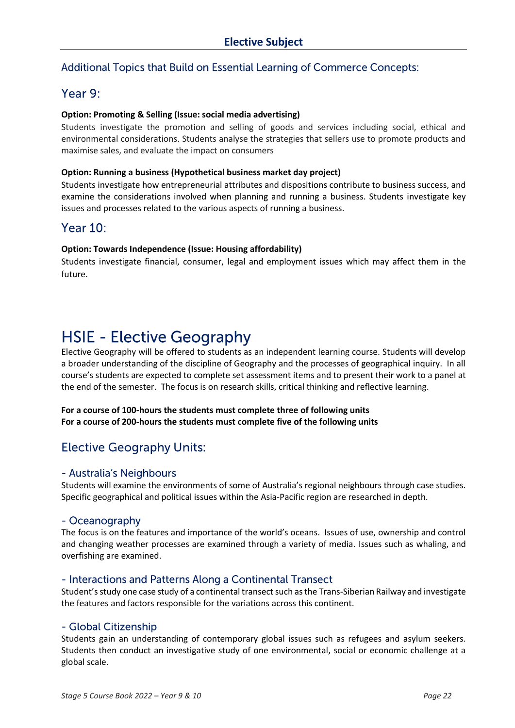## Elective Subject

### Additional Topics that Build on Essential Learning of Commerce Concepts:

### Year 9:

**Option: Promoting & Selling (Issue: social media advertising)**

Students investigate the promotion and selling of goods and services including social, ethical and environmental considerations. Students analyse the strategies that sellers use to promote products and maximise sales, and evaluate the impact on consumers

**Option: Running a business (Hypothetical business market day project)**

Students investigate how entrepreneurial attributes and dispositions contribute to business success, and examine the considerations involved when planning and running a business. Students investigate key issues and processes related to the various aspects of running a business.

### Year 10:

**Option: Towards Independence (Issue: Housing affordability)**

Students investigate financial, consumer, legal and employment issues which may affect them in the future.

# HSIE - Elective Geography

Elective Geography will be offered to students as an independent learning course. Students will develop a broader understanding of the discipline of Geography and the processes of geographical inquiry. In all course's students are expected to complete set assessment items and to present their work to a panel at the end of the semester. The focus is on research skills, critical thinking and reflective learning.

**For a course of 100-hours the students must complete three of following units**
**For a course of 200-hours the students must complete five of the following units**

## Elective Geography Units:

### - Australia's Neighbours

Students will examine the environments of some of Australia's regional neighbours through case studies. Specific geographical and political issues within the Asia-Pacific region are researched in depth.

### - Oceanography

The focus is on the features and importance of the world's oceans. Issues of use, ownership and control and changing weather processes are examined through a variety of media. Issues such as whaling, and overfishing are examined.

### - Interactions and Patterns Along a Continental Transect

Student's study one case study of a continental transect such as the Trans-Siberian Railway and investigate the features and factors responsible for the variations across this continent.

### - Global Citizenship

Students gain an understanding of contemporary global issues such as refugees and asylum seekers. Students then conduct an investigative study of one environmental, social or economic challenge at a global scale.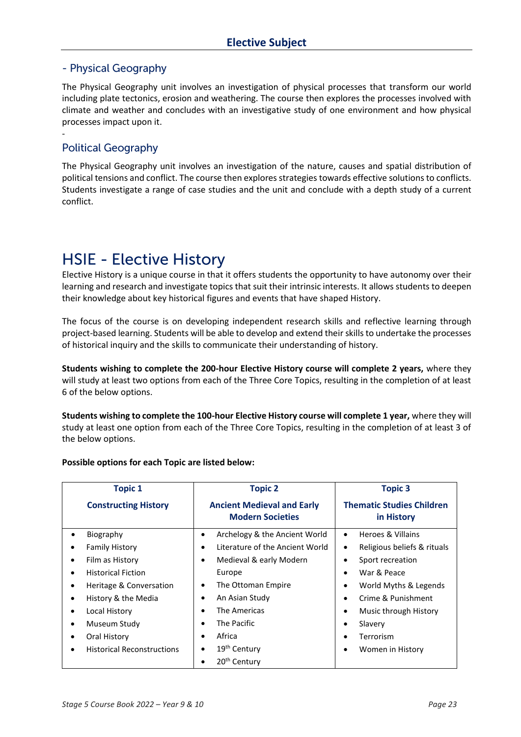# Elective Subject

## - Physical Geography

The Physical Geography unit involves an investigation of physical processes that transform our world including plate tectonics, erosion and weathering. The course then explores the processes involved with climate and weather and concludes with an investigative study of one environment and how physical processes impact upon it.

-

## Political Geography

The Physical Geography unit involves an investigation of the nature, causes and spatial distribution of political tensions and conflict. The course then explores strategies towards effective solutions to conflicts. Students investigate a range of case studies and the unit and conclude with a depth study of a current conflict.

# HSIE - Elective History

Elective History is a unique course in that it offers students the opportunity to have autonomy over their learning and research and investigate topics that suit their intrinsic interests. It allows students to deepen their knowledge about key historical figures and events that have shaped History.

The focus of the course is on developing independent research skills and reflective learning through project-based learning. Students will be able to develop and extend their skills to undertake the processes of historical inquiry and the skills to communicate their understanding of history.

**Students wishing to complete the 200-hour Elective History course will complete 2 years,** where they will study at least two options from each of the Three Core Topics, resulting in the completion of at least 6 of the below options.

**Students wishing to complete the 100-hour Elective History course will complete 1 year,** where they will study at least one option from each of the Three Core Topics, resulting in the completion of at least 3 of the below options.

**Possible options for each Topic are listed below:**

| Topic 1<br>Constructing History | Topic 2<br>Ancient Medieval and Early Modern Societies | Topic 3<br>Thematic Studies Children in History |
|---|---|---|
| • Biography | • Archelogy & the Ancient World | • Heroes & Villains |
| • Family History | • Literature of the Ancient World | • Religious beliefs & rituals |
| • Film as History | • Medieval & early Modern Europe | • Sport recreation |
| • Historical Fiction | • The Ottoman Empire | • War & Peace |
| • Heritage & Conversation | • An Asian Study | • World Myths & Legends |
| • History & the Media | • The Americas | • Crime & Punishment |
| • Local History | • The Pacific | • Music through History |
| • Museum Study | • Africa | • Slavery |
| • Oral History | • 19th Century | • Terrorism |
| • Historical Reconstructions | • 20th Century | • Women in History |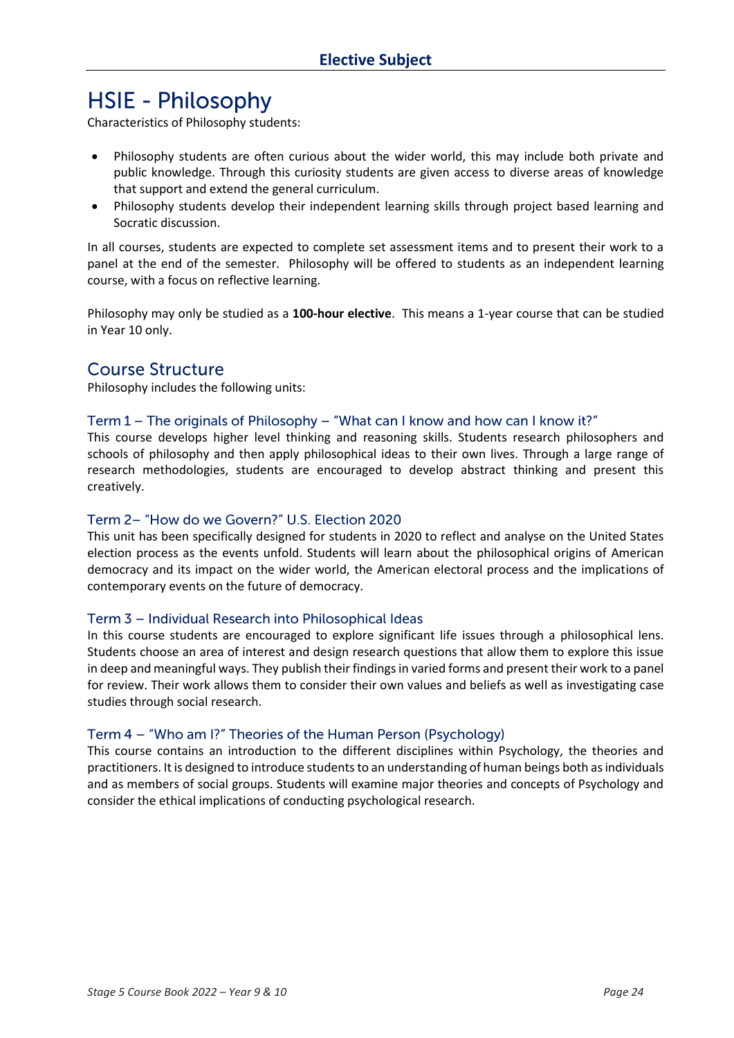## Elective Subject

# HSIE - Philosophy

Characteristics of Philosophy students:

- Philosophy students are often curious about the wider world, this may include both private and public knowledge. Through this curiosity students are given access to diverse areas of knowledge that support and extend the general curriculum.
- Philosophy students develop their independent learning skills through project based learning and Socratic discussion.

In all courses, students are expected to complete set assessment items and to present their work to a panel at the end of the semester. Philosophy will be offered to students as an independent learning course, with a focus on reflective learning.

Philosophy may only be studied as a **100-hour elective**. This means a 1-year course that can be studied in Year 10 only.

## Course Structure

Philosophy includes the following units:

### Term 1 – The originals of Philosophy – "What can I know and how can I know it?"

This course develops higher level thinking and reasoning skills. Students research philosophers and schools of philosophy and then apply philosophical ideas to their own lives. Through a large range of research methodologies, students are encouraged to develop abstract thinking and present this creatively.

### Term 2– "How do we Govern?" U.S. Election 2020

This unit has been specifically designed for students in 2020 to reflect and analyse on the United States election process as the events unfold. Students will learn about the philosophical origins of American democracy and its impact on the wider world, the American electoral process and the implications of contemporary events on the future of democracy.

### Term 3 – Individual Research into Philosophical Ideas

In this course students are encouraged to explore significant life issues through a philosophical lens. Students choose an area of interest and design research questions that allow them to explore this issue in deep and meaningful ways. They publish their findings in varied forms and present their work to a panel for review. Their work allows them to consider their own values and beliefs as well as investigating case studies through social research.

### Term 4 – "Who am I?" Theories of the Human Person (Psychology)

This course contains an introduction to the different disciplines within Psychology, the theories and practitioners. It is designed to introduce students to an understanding of human beings both as individuals and as members of social groups. Students will examine major theories and concepts of Psychology and consider the ethical implications of conducting psychological research.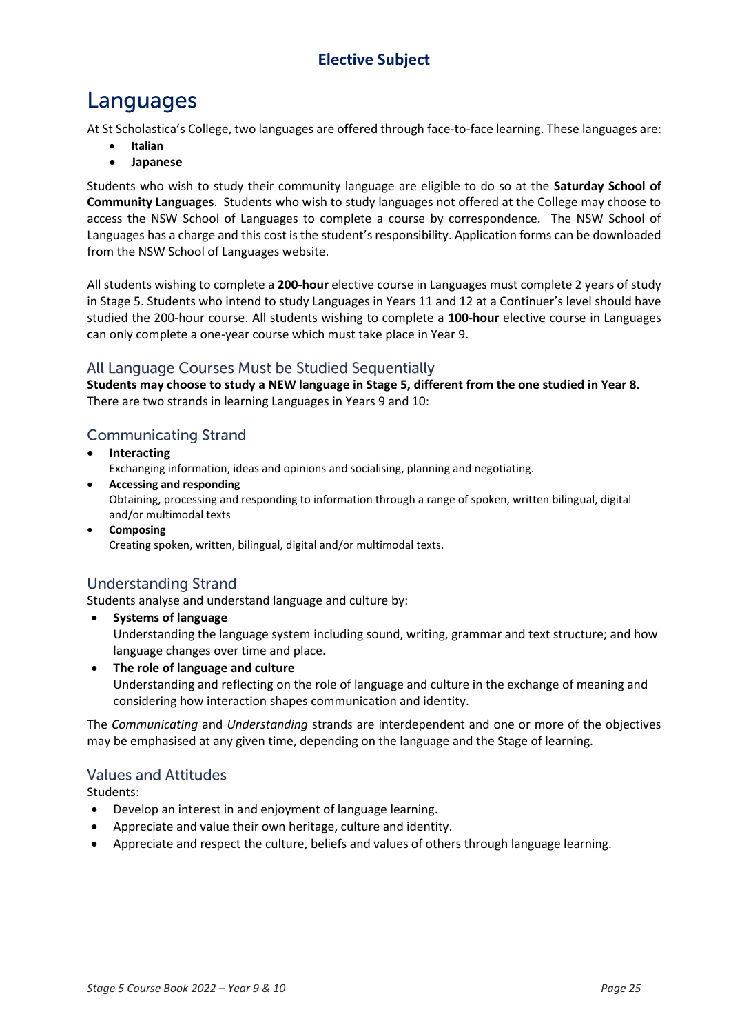## Elective Subject

# Languages

At St Scholastica's College, two languages are offered through face-to-face learning. These languages are:

- **Italian**
- **Japanese**

Students who wish to study their community language are eligible to do so at the **Saturday School of Community Languages**. Students who wish to study languages not offered at the College may choose to access the NSW School of Languages to complete a course by correspondence. The NSW School of Languages has a charge and this cost is the student's responsibility. Application forms can be downloaded from the NSW School of Languages website.

All students wishing to complete a **200-hour** elective course in Languages must complete 2 years of study in Stage 5. Students who intend to study Languages in Years 11 and 12 at a Continuer's level should have studied the 200-hour course. All students wishing to complete a **100-hour** elective course in Languages can only complete a one-year course which must take place in Year 9.

## All Language Courses Must be Studied Sequentially

**Students may choose to study a NEW language in Stage 5, different from the one studied in Year 8.**
There are two strands in learning Languages in Years 9 and 10:

## Communicating Strand

- **Interacting**
  Exchanging information, ideas and opinions and socialising, planning and negotiating.
- **Accessing and responding**
  Obtaining, processing and responding to information through a range of spoken, written bilingual, digital and/or multimodal texts
- **Composing**
  Creating spoken, written, bilingual, digital and/or multimodal texts.

## Understanding Strand

Students analyse and understand language and culture by:

- **Systems of language**
  Understanding the language system including sound, writing, grammar and text structure; and how language changes over time and place.
- **The role of language and culture**
  Understanding and reflecting on the role of language and culture in the exchange of meaning and considering how interaction shapes communication and identity.

The *Communicating* and *Understanding* strands are interdependent and one or more of the objectives may be emphasised at any given time, depending on the language and the Stage of learning.

## Values and Attitudes

Students:

- Develop an interest in and enjoyment of language learning.
- Appreciate and value their own heritage, culture and identity.
- Appreciate and respect the culture, beliefs and values of others through language learning.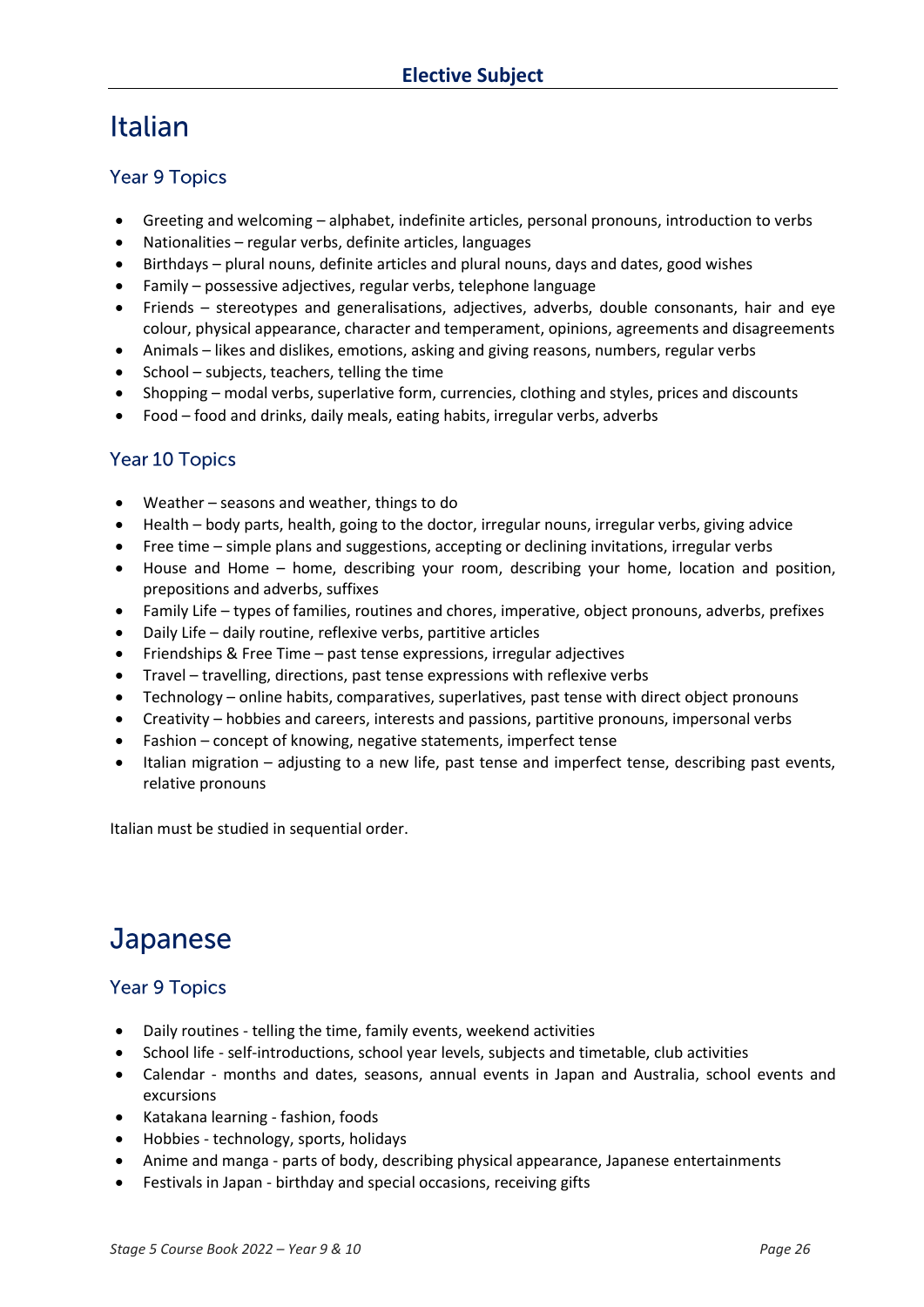# Italian

## Year 9 Topics

- Greeting and welcoming – alphabet, indefinite articles, personal pronouns, introduction to verbs
- Nationalities – regular verbs, definite articles, languages
- Birthdays – plural nouns, definite articles and plural nouns, days and dates, good wishes
- Family – possessive adjectives, regular verbs, telephone language
- Friends – stereotypes and generalisations, adjectives, adverbs, double consonants, hair and eye colour, physical appearance, character and temperament, opinions, agreements and disagreements
- Animals – likes and dislikes, emotions, asking and giving reasons, numbers, regular verbs
- School – subjects, teachers, telling the time
- Shopping – modal verbs, superlative form, currencies, clothing and styles, prices and discounts
- Food – food and drinks, daily meals, eating habits, irregular verbs, adverbs

## Year 10 Topics

- Weather – seasons and weather, things to do
- Health – body parts, health, going to the doctor, irregular nouns, irregular verbs, giving advice
- Free time – simple plans and suggestions, accepting or declining invitations, irregular verbs
- House and Home – home, describing your room, describing your home, location and position, prepositions and adverbs, suffixes
- Family Life – types of families, routines and chores, imperative, object pronouns, adverbs, prefixes
- Daily Life – daily routine, reflexive verbs, partitive articles
- Friendships & Free Time – past tense expressions, irregular adjectives
- Travel – travelling, directions, past tense expressions with reflexive verbs
- Technology – online habits, comparatives, superlatives, past tense with direct object pronouns
- Creativity – hobbies and careers, interests and passions, partitive pronouns, impersonal verbs
- Fashion – concept of knowing, negative statements, imperfect tense
- Italian migration – adjusting to a new life, past tense and imperfect tense, describing past events, relative pronouns

Italian must be studied in sequential order.

# Japanese

## Year 9 Topics

- Daily routines - telling the time, family events, weekend activities
- School life - self-introductions, school year levels, subjects and timetable, club activities
- Calendar - months and dates, seasons, annual events in Japan and Australia, school events and excursions
- Katakana learning - fashion, foods
- Hobbies - technology, sports, holidays
- Anime and manga - parts of body, describing physical appearance, Japanese entertainments
- Festivals in Japan - birthday and special occasions, receiving gifts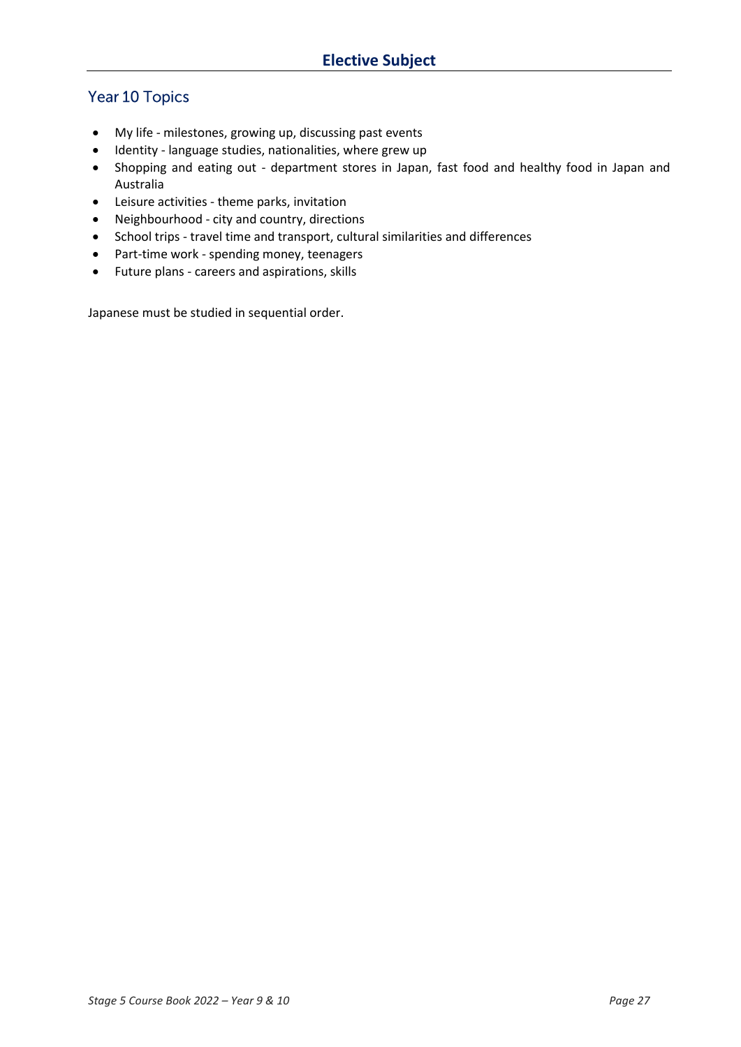## Elective Subject

### Year 10 Topics

- My life - milestones, growing up, discussing past events
- Identity - language studies, nationalities, where grew up
- Shopping and eating out - department stores in Japan, fast food and healthy food in Japan and Australia
- Leisure activities - theme parks, invitation
- Neighbourhood - city and country, directions
- School trips - travel time and transport, cultural similarities and differences
- Part-time work - spending money, teenagers
- Future plans - careers and aspirations, skills

Japanese must be studied in sequential order.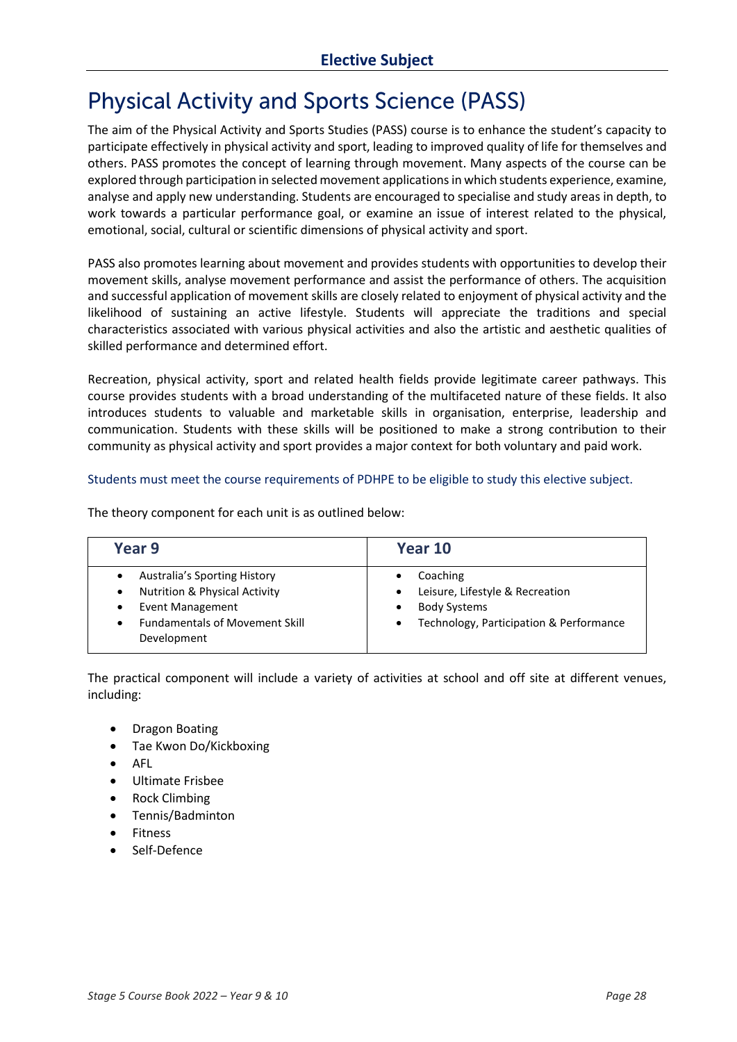## Elective Subject

# Physical Activity and Sports Science (PASS)

The aim of the Physical Activity and Sports Studies (PASS) course is to enhance the student's capacity to participate effectively in physical activity and sport, leading to improved quality of life for themselves and others. PASS promotes the concept of learning through movement. Many aspects of the course can be explored through participation in selected movement applications in which students experience, examine, analyse and apply new understanding. Students are encouraged to specialise and study areas in depth, to work towards a particular performance goal, or examine an issue of interest related to the physical, emotional, social, cultural or scientific dimensions of physical activity and sport.

PASS also promotes learning about movement and provides students with opportunities to develop their movement skills, analyse movement performance and assist the performance of others. The acquisition and successful application of movement skills are closely related to enjoyment of physical activity and the likelihood of sustaining an active lifestyle. Students will appreciate the traditions and special characteristics associated with various physical activities and also the artistic and aesthetic qualities of skilled performance and determined effort.

Recreation, physical activity, sport and related health fields provide legitimate career pathways. This course provides students with a broad understanding of the multifaceted nature of these fields. It also introduces students to valuable and marketable skills in organisation, enterprise, leadership and communication. Students with these skills will be positioned to make a strong contribution to their community as physical activity and sport provides a major context for both voluntary and paid work.

Students must meet the course requirements of PDHPE to be eligible to study this elective subject.

The theory component for each unit is as outlined below:

| Year 9 | Year 10 |
|---|---|
| • Australia's Sporting History<br>• Nutrition & Physical Activity<br>• Event Management<br>• Fundamentals of Movement Skill Development | • Coaching<br>• Leisure, Lifestyle & Recreation<br>• Body Systems<br>• Technology, Participation & Performance |

The practical component will include a variety of activities at school and off site at different venues, including:

- Dragon Boating
- Tae Kwon Do/Kickboxing
- AFL
- Ultimate Frisbee
- Rock Climbing
- Tennis/Badminton
- Fitness
- Self-Defence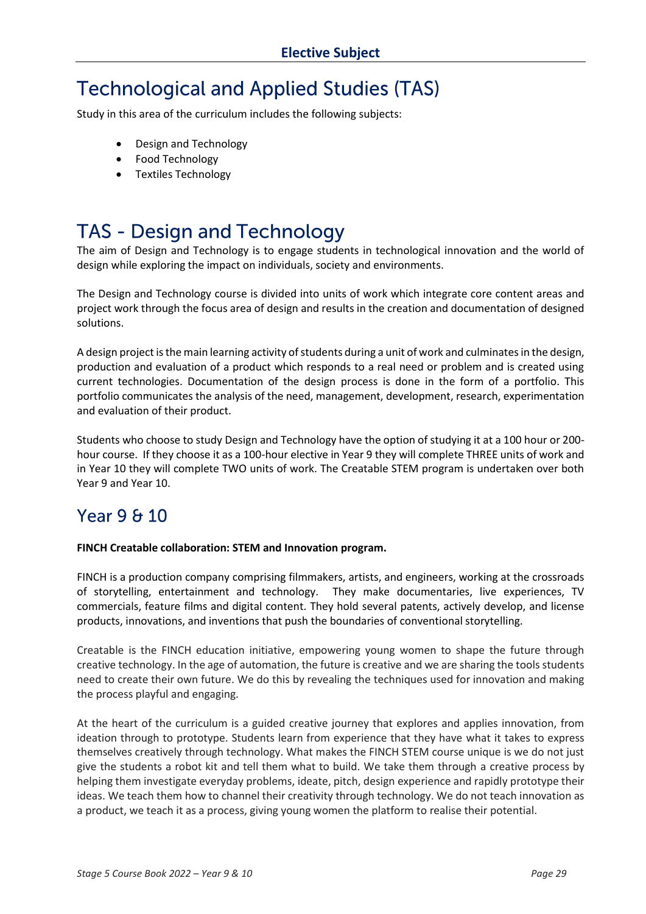## Elective Subject

# Technological and Applied Studies (TAS)

Study in this area of the curriculum includes the following subjects:

- Design and Technology
- Food Technology
- Textiles Technology

# TAS - Design and Technology

The aim of Design and Technology is to engage students in technological innovation and the world of design while exploring the impact on individuals, society and environments.

The Design and Technology course is divided into units of work which integrate core content areas and project work through the focus area of design and results in the creation and documentation of designed solutions.

A design project is the main learning activity of students during a unit of work and culminates in the design, production and evaluation of a product which responds to a real need or problem and is created using current technologies. Documentation of the design process is done in the form of a portfolio. This portfolio communicates the analysis of the need, management, development, research, experimentation and evaluation of their product.

Students who choose to study Design and Technology have the option of studying it at a 100 hour or 200-hour course. If they choose it as a 100-hour elective in Year 9 they will complete THREE units of work and in Year 10 they will complete TWO units of work. The Creatable STEM program is undertaken over both Year 9 and Year 10.

## Year 9 & 10

**FINCH Creatable collaboration: STEM and Innovation program.**

FINCH is a production company comprising filmmakers, artists, and engineers, working at the crossroads of storytelling, entertainment and technology. They make documentaries, live experiences, TV commercials, feature films and digital content. They hold several patents, actively develop, and license products, innovations, and inventions that push the boundaries of conventional storytelling.

Creatable is the FINCH education initiative, empowering young women to shape the future through creative technology. In the age of automation, the future is creative and we are sharing the tools students need to create their own future. We do this by revealing the techniques used for innovation and making the process playful and engaging.

At the heart of the curriculum is a guided creative journey that explores and applies innovation, from ideation through to prototype. Students learn from experience that they have what it takes to express themselves creatively through technology. What makes the FINCH STEM course unique is we do not just give the students a robot kit and tell them what to build. We take them through a creative process by helping them investigate everyday problems, ideate, pitch, design experience and rapidly prototype their ideas. We teach them how to channel their creativity through technology. We do not teach innovation as a product, we teach it as a process, giving young women the platform to realise their potential.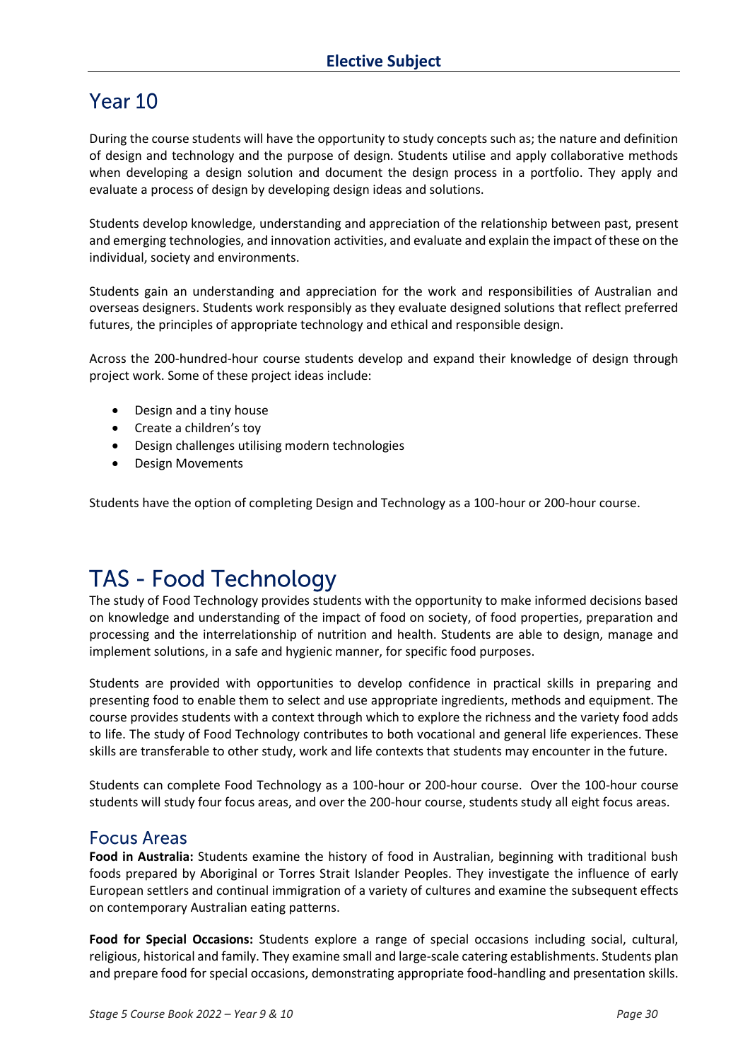## Year 10

During the course students will have the opportunity to study concepts such as; the nature and definition of design and technology and the purpose of design. Students utilise and apply collaborative methods when developing a design solution and document the design process in a portfolio. They apply and evaluate a process of design by developing design ideas and solutions.

Students develop knowledge, understanding and appreciation of the relationship between past, present and emerging technologies, and innovation activities, and evaluate and explain the impact of these on the individual, society and environments.

Students gain an understanding and appreciation for the work and responsibilities of Australian and overseas designers. Students work responsibly as they evaluate designed solutions that reflect preferred futures, the principles of appropriate technology and ethical and responsible design.

Across the 200-hundred-hour course students develop and expand their knowledge of design through project work. Some of these project ideas include:

- Design and a tiny house
- Create a children's toy
- Design challenges utilising modern technologies
- Design Movements

Students have the option of completing Design and Technology as a 100-hour or 200-hour course.

# TAS - Food Technology

The study of Food Technology provides students with the opportunity to make informed decisions based on knowledge and understanding of the impact of food on society, of food properties, preparation and processing and the interrelationship of nutrition and health. Students are able to design, manage and implement solutions, in a safe and hygienic manner, for specific food purposes.

Students are provided with opportunities to develop confidence in practical skills in preparing and presenting food to enable them to select and use appropriate ingredients, methods and equipment. The course provides students with a context through which to explore the richness and the variety food adds to life. The study of Food Technology contributes to both vocational and general life experiences. These skills are transferable to other study, work and life contexts that students may encounter in the future.

Students can complete Food Technology as a 100-hour or 200-hour course. Over the 100-hour course students will study four focus areas, and over the 200-hour course, students study all eight focus areas.

## Focus Areas

**Food in Australia:** Students examine the history of food in Australian, beginning with traditional bush foods prepared by Aboriginal or Torres Strait Islander Peoples. They investigate the influence of early European settlers and continual immigration of a variety of cultures and examine the subsequent effects on contemporary Australian eating patterns.

**Food for Special Occasions:** Students explore a range of special occasions including social, cultural, religious, historical and family. They examine small and large-scale catering establishments. Students plan and prepare food for special occasions, demonstrating appropriate food-handling and presentation skills.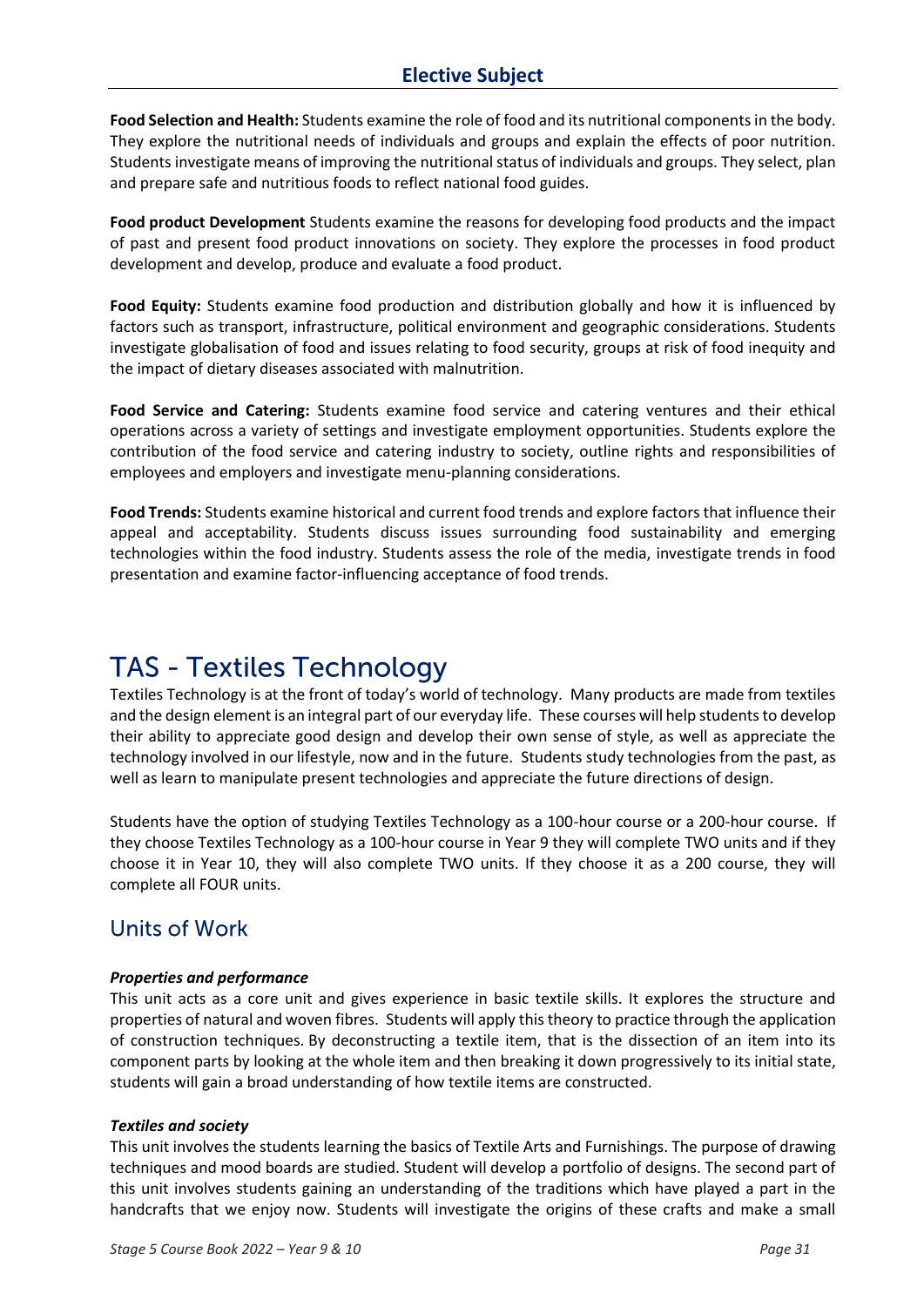## Elective Subject

**Food Selection and Health:** Students examine the role of food and its nutritional components in the body. They explore the nutritional needs of individuals and groups and explain the effects of poor nutrition. Students investigate means of improving the nutritional status of individuals and groups. They select, plan and prepare safe and nutritious foods to reflect national food guides.

**Food product Development** Students examine the reasons for developing food products and the impact of past and present food product innovations on society. They explore the processes in food product development and develop, produce and evaluate a food product.

**Food Equity:** Students examine food production and distribution globally and how it is influenced by factors such as transport, infrastructure, political environment and geographic considerations. Students investigate globalisation of food and issues relating to food security, groups at risk of food inequity and the impact of dietary diseases associated with malnutrition.

**Food Service and Catering:** Students examine food service and catering ventures and their ethical operations across a variety of settings and investigate employment opportunities. Students explore the contribution of the food service and catering industry to society, outline rights and responsibilities of employees and employers and investigate menu-planning considerations.

**Food Trends:** Students examine historical and current food trends and explore factors that influence their appeal and acceptability. Students discuss issues surrounding food sustainability and emerging technologies within the food industry. Students assess the role of the media, investigate trends in food presentation and examine factor-influencing acceptance of food trends.

# TAS - Textiles Technology

Textiles Technology is at the front of today's world of technology. Many products are made from textiles and the design element is an integral part of our everyday life. These courses will help students to develop their ability to appreciate good design and develop their own sense of style, as well as appreciate the technology involved in our lifestyle, now and in the future. Students study technologies from the past, as well as learn to manipulate present technologies and appreciate the future directions of design.

Students have the option of studying Textiles Technology as a 100-hour course or a 200-hour course. If they choose Textiles Technology as a 100-hour course in Year 9 they will complete TWO units and if they choose it in Year 10, they will also complete TWO units. If they choose it as a 200 course, they will complete all FOUR units.

## Units of Work

***Properties and performance***

This unit acts as a core unit and gives experience in basic textile skills. It explores the structure and properties of natural and woven fibres. Students will apply this theory to practice through the application of construction techniques. By deconstructing a textile item, that is the dissection of an item into its component parts by looking at the whole item and then breaking it down progressively to its initial state, students will gain a broad understanding of how textile items are constructed.

***Textiles and society***

This unit involves the students learning the basics of Textile Arts and Furnishings. The purpose of drawing techniques and mood boards are studied. Student will develop a portfolio of designs. The second part of this unit involves students gaining an understanding of the traditions which have played a part in the handcrafts that we enjoy now. Students will investigate the origins of these crafts and make a small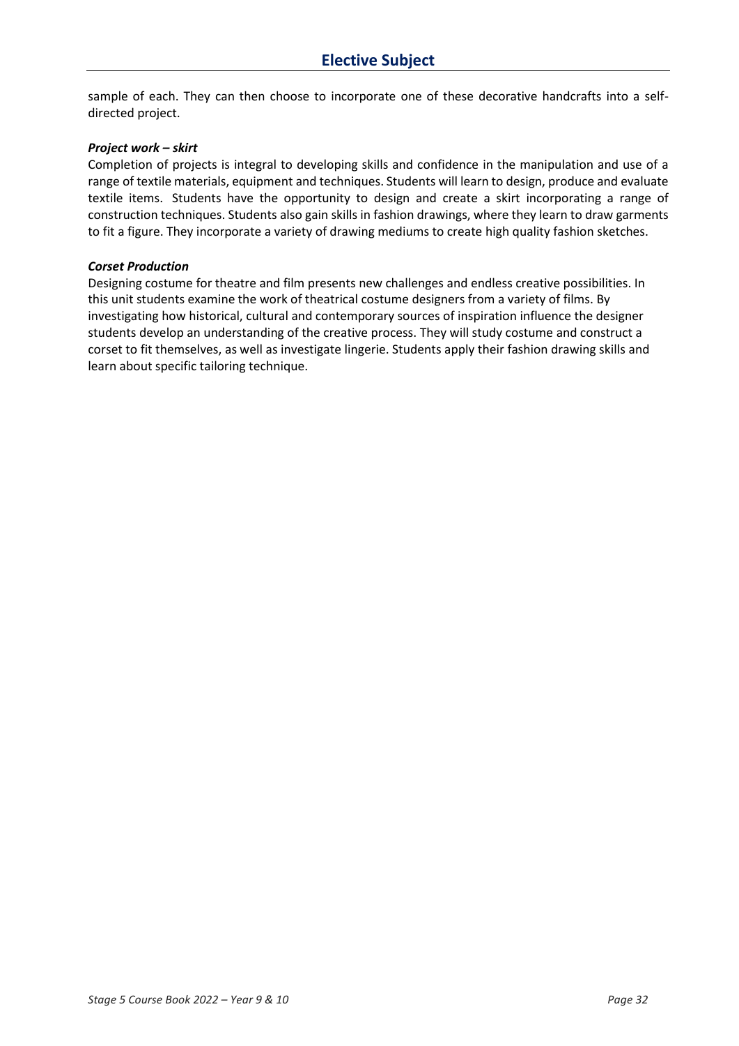sample of each. They can then choose to incorporate one of these decorative handcrafts into a self-directed project.

***Project work – skirt***

Completion of projects is integral to developing skills and confidence in the manipulation and use of a range of textile materials, equipment and techniques. Students will learn to design, produce and evaluate textile items. Students have the opportunity to design and create a skirt incorporating a range of construction techniques. Students also gain skills in fashion drawings, where they learn to draw garments to fit a figure. They incorporate a variety of drawing mediums to create high quality fashion sketches.

***Corset Production***

Designing costume for theatre and film presents new challenges and endless creative possibilities. In this unit students examine the work of theatrical costume designers from a variety of films. By investigating how historical, cultural and contemporary sources of inspiration influence the designer students develop an understanding of the creative process. They will study costume and construct a corset to fit themselves, as well as investigate lingerie. Students apply their fashion drawing skills and learn about specific tailoring technique.